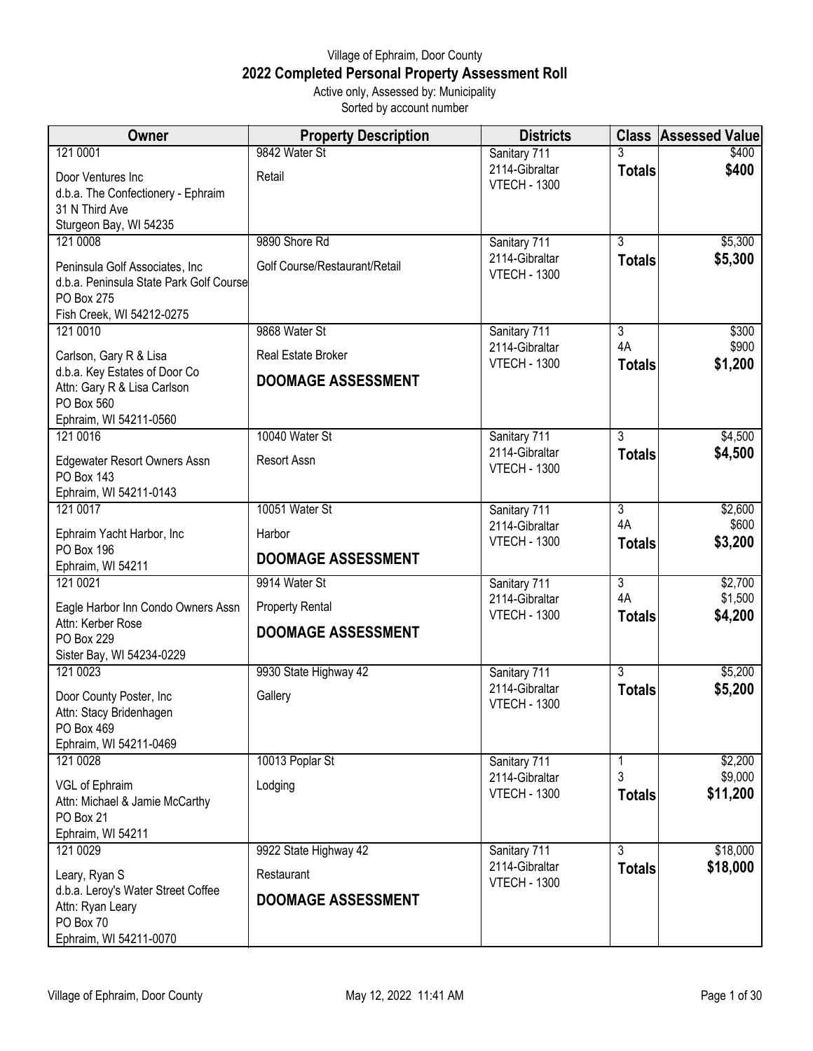# Village of Ephraim, Door County

## 2022 Completed Personal Property Assessment Roll

Active only, Assessed by: Municipality
Sorted by account number

| Owner | Property Description | Districts | Class | Assessed Value |
|---|---|---|---|---|
| 121 0001<br>Door Ventures Inc<br>d.b.a. The Confectionery - Ephraim<br>31 N Third Ave<br>Sturgeon Bay, WI 54235 | 9842 Water St<br>Retail | Sanitary 711<br>2114-Gibraltar<br>VTECH - 1300 | 3<br>**Totals** | $400<br>**$400** |
| 121 0008<br>Peninsula Golf Associates, Inc<br>d.b.a. Peninsula State Park Golf Course<br>PO Box 275<br>Fish Creek, WI 54212-0275 | 9890 Shore Rd<br>Golf Course/Restaurant/Retail | Sanitary 711<br>2114-Gibraltar<br>VTECH - 1300 | 3<br>**Totals** | $5,300<br>**$5,300** |
| 121 0010<br>Carlson, Gary R & Lisa<br>d.b.a. Key Estates of Door Co<br>Attn: Gary R & Lisa Carlson<br>PO Box 560<br>Ephraim, WI 54211-0560 | 9868 Water St<br>Real Estate Broker<br>**DOOMAGE ASSESSMENT** | Sanitary 711<br>2114-Gibraltar<br>VTECH - 1300 | 3<br>4A<br>**Totals** | $300<br>$900<br>**$1,200** |
| 121 0016<br>Edgewater Resort Owners Assn<br>PO Box 143<br>Ephraim, WI 54211-0143 | 10040 Water St<br>Resort Assn | Sanitary 711<br>2114-Gibraltar<br>VTECH - 1300 | 3<br>**Totals** | $4,500<br>**$4,500** |
| 121 0017<br>Ephraim Yacht Harbor, Inc<br>PO Box 196<br>Ephraim, WI 54211 | 10051 Water St<br>Harbor<br>**DOOMAGE ASSESSMENT** | Sanitary 711<br>2114-Gibraltar<br>VTECH - 1300 | 3<br>4A<br>**Totals** | $2,600<br>$600<br>**$3,200** |
| 121 0021<br>Eagle Harbor Inn Condo Owners Assn<br>Attn: Kerber Rose<br>PO Box 229<br>Sister Bay, WI 54234-0229 | 9914 Water St<br>Property Rental<br>**DOOMAGE ASSESSMENT** | Sanitary 711<br>2114-Gibraltar<br>VTECH - 1300 | 3<br>4A<br>**Totals** | $2,700<br>$1,500<br>**$4,200** |
| 121 0023<br>Door County Poster, Inc<br>Attn: Stacy Bridenhagen<br>PO Box 469<br>Ephraim, WI 54211-0469 | 9930 State Highway 42<br>Gallery | Sanitary 711<br>2114-Gibraltar<br>VTECH - 1300 | 3<br>**Totals** | $5,200<br>**$5,200** |
| 121 0028<br>VGL of Ephraim<br>Attn: Michael & Jamie McCarthy<br>PO Box 21<br>Ephraim, WI 54211 | 10013 Poplar St<br>Lodging | Sanitary 711<br>2114-Gibraltar<br>VTECH - 1300 | 1<br>3<br>**Totals** | $2,200<br>$9,000<br>**$11,200** |
| 121 0029<br>Leary, Ryan S<br>d.b.a. Leroy's Water Street Coffee<br>Attn: Ryan Leary<br>PO Box 70<br>Ephraim, WI 54211-0070 | 9922 State Highway 42<br>Restaurant<br>**DOOMAGE ASSESSMENT** | Sanitary 711<br>2114-Gibraltar<br>VTECH - 1300 | 3<br>**Totals** | $18,000<br>**$18,000** |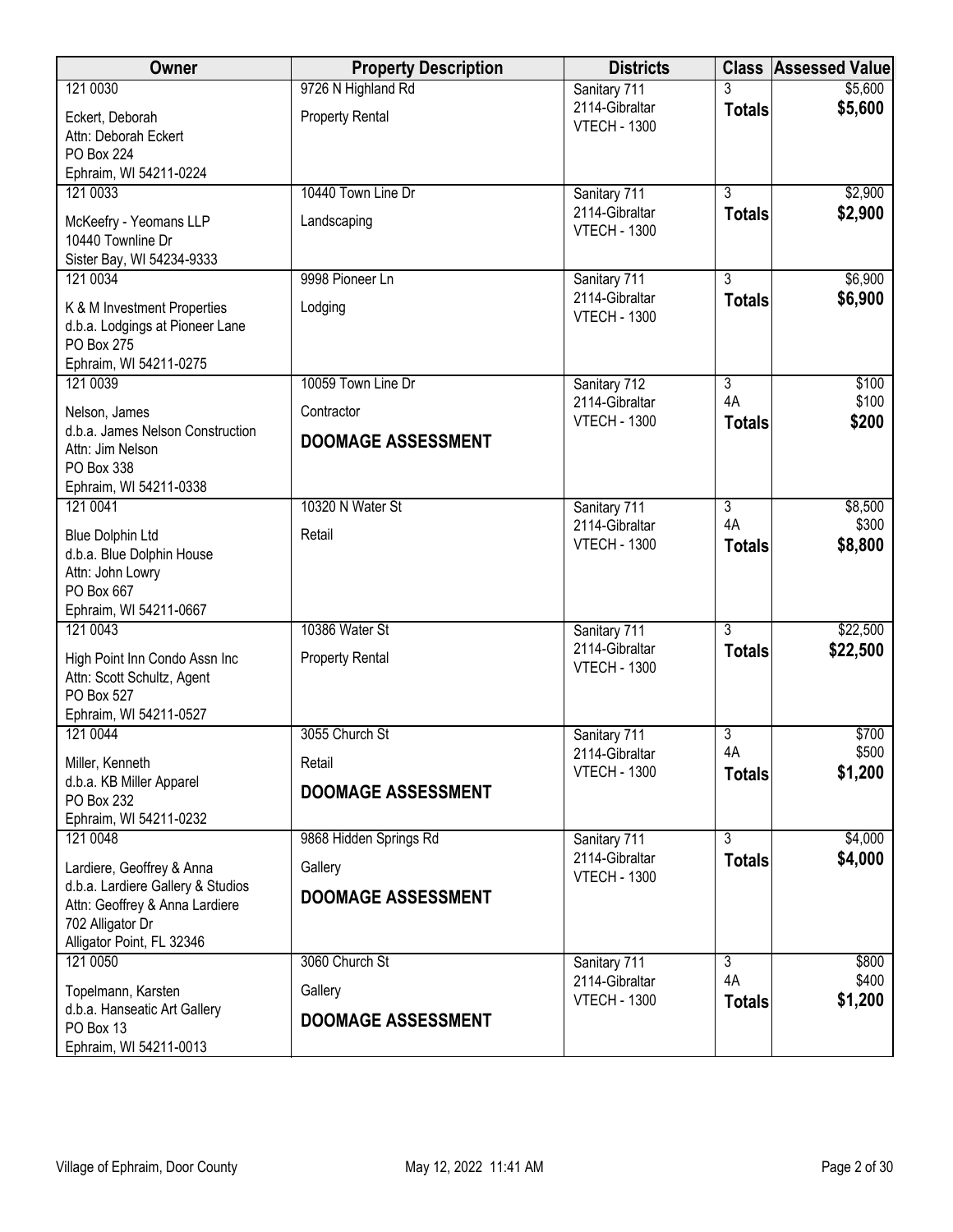| Owner | Property Description | Districts | Class | Assessed Value |
|---|---|---|---|---|
| 121 0030<br>Eckert, Deborah<br>Attn: Deborah Eckert<br>PO Box 224<br>Ephraim, WI 54211-0224 | 9726 N Highland Rd<br>Property Rental | Sanitary 711<br>2114-Gibraltar<br>VTECH - 1300 | 3<br>**Totals** | $5,600<br>**$5,600** |
| 121 0033<br>McKeefry - Yeomans LLP<br>10440 Townline Dr<br>Sister Bay, WI 54234-9333 | 10440 Town Line Dr<br>Landscaping | Sanitary 711<br>2114-Gibraltar<br>VTECH - 1300 | 3<br>**Totals** | $2,900<br>**$2,900** |
| 121 0034<br>K & M Investment Properties<br>d.b.a. Lodgings at Pioneer Lane<br>PO Box 275<br>Ephraim, WI 54211-0275 | 9998 Pioneer Ln<br>Lodging | Sanitary 711<br>2114-Gibraltar<br>VTECH - 1300 | 3<br>**Totals** | $6,900<br>**$6,900** |
| 121 0039<br>Nelson, James<br>d.b.a. James Nelson Construction<br>Attn: Jim Nelson<br>PO Box 338<br>Ephraim, WI 54211-0338 | 10059 Town Line Dr<br>Contractor<br>**DOOMAGE ASSESSMENT** | Sanitary 712<br>2114-Gibraltar<br>VTECH - 1300 | 3<br>4A<br>**Totals** | $100<br>$100<br>**$200** |
| 121 0041<br>Blue Dolphin Ltd<br>d.b.a. Blue Dolphin House<br>Attn: John Lowry<br>PO Box 667<br>Ephraim, WI 54211-0667 | 10320 N Water St<br>Retail | Sanitary 711<br>2114-Gibraltar<br>VTECH - 1300 | 3<br>4A<br>**Totals** | $8,500<br>$300<br>**$8,800** |
| 121 0043<br>High Point Inn Condo Assn Inc<br>Attn: Scott Schultz, Agent<br>PO Box 527<br>Ephraim, WI 54211-0527 | 10386 Water St<br>Property Rental | Sanitary 711<br>2114-Gibraltar<br>VTECH - 1300 | 3<br>**Totals** | $22,500<br>**$22,500** |
| 121 0044<br>Miller, Kenneth<br>d.b.a. KB Miller Apparel<br>PO Box 232<br>Ephraim, WI 54211-0232 | 3055 Church St<br>Retail<br>**DOOMAGE ASSESSMENT** | Sanitary 711<br>2114-Gibraltar<br>VTECH - 1300 | 3<br>4A<br>**Totals** | $700<br>$500<br>**$1,200** |
| 121 0048<br>Lardiere, Geoffrey & Anna<br>d.b.a. Lardiere Gallery & Studios<br>Attn: Geoffrey & Anna Lardiere<br>702 Alligator Dr<br>Alligator Point, FL 32346 | 9868 Hidden Springs Rd<br>Gallery<br>**DOOMAGE ASSESSMENT** | Sanitary 711<br>2114-Gibraltar<br>VTECH - 1300 | 3<br>**Totals** | $4,000<br>**$4,000** |
| 121 0050<br>Topelmann, Karsten<br>d.b.a. Hanseatic Art Gallery<br>PO Box 13<br>Ephraim, WI 54211-0013 | 3060 Church St<br>Gallery<br>**DOOMAGE ASSESSMENT** | Sanitary 711<br>2114-Gibraltar<br>VTECH - 1300 | 3<br>4A<br>**Totals** | $800<br>$400<br>**$1,200** |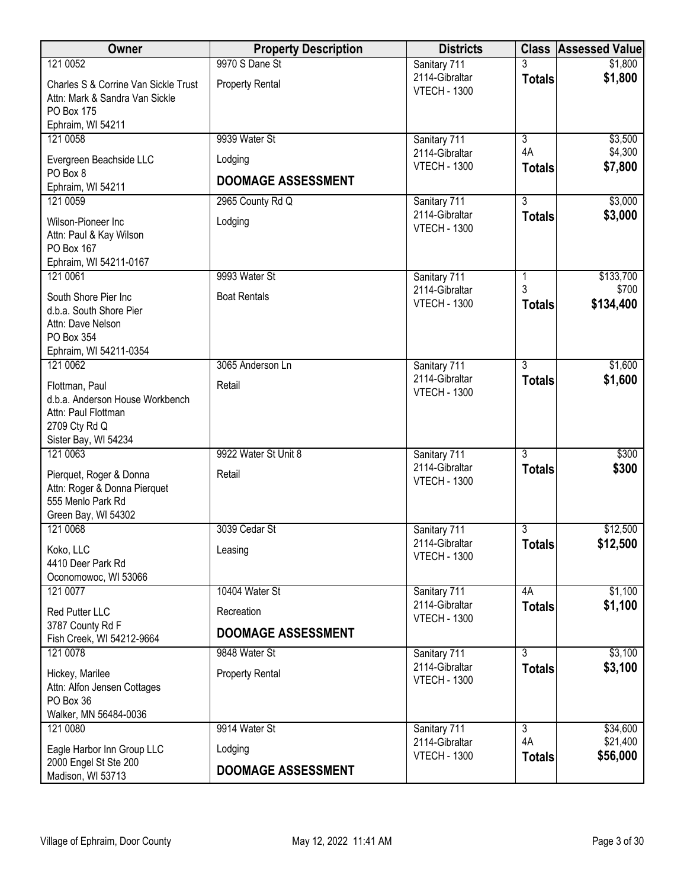| Owner | Property Description | Districts | Class | Assessed Value |
|---|---|---|---|---|
| 121 0052<br>Charles S & Corrine Van Sickle Trust<br>Attn: Mark & Sandra Van Sickle<br>PO Box 175<br>Ephraim, WI 54211 | 9970 S Dane St<br>Property Rental | Sanitary 711<br>2114-Gibraltar<br>VTECH - 1300 | 3<br>**Totals** | $1,800<br>**$1,800** |
| 121 0058<br>Evergreen Beachside LLC<br>PO Box 8<br>Ephraim, WI 54211 | 9939 Water St<br>Lodging<br>**DOOMAGE ASSESSMENT** | Sanitary 711<br>2114-Gibraltar<br>VTECH - 1300 | 3<br>4A<br>**Totals** | $3,500<br>$4,300<br>**$7,800** |
| 121 0059<br>Wilson-Pioneer Inc<br>Attn: Paul & Kay Wilson<br>PO Box 167<br>Ephraim, WI 54211-0167 | 2965 County Rd Q<br>Lodging | Sanitary 711<br>2114-Gibraltar<br>VTECH - 1300 | 3<br>**Totals** | $3,000<br>**$3,000** |
| 121 0061<br>South Shore Pier Inc<br>d.b.a. South Shore Pier<br>Attn: Dave Nelson<br>PO Box 354<br>Ephraim, WI 54211-0354 | 9993 Water St<br>Boat Rentals | Sanitary 711<br>2114-Gibraltar<br>VTECH - 1300 | 1<br>3<br>**Totals** | $133,700<br>$700<br>**$134,400** |
| 121 0062<br>Flottman, Paul<br>d.b.a. Anderson House Workbench<br>Attn: Paul Flottman<br>2709 Cty Rd Q<br>Sister Bay, WI 54234 | 3065 Anderson Ln<br>Retail | Sanitary 711<br>2114-Gibraltar<br>VTECH - 1300 | 3<br>**Totals** | $1,600<br>**$1,600** |
| 121 0063<br>Pierquet, Roger & Donna<br>Attn: Roger & Donna Pierquet<br>555 Menlo Park Rd<br>Green Bay, WI 54302 | 9922 Water St Unit 8<br>Retail | Sanitary 711<br>2114-Gibraltar<br>VTECH - 1300 | 3<br>**Totals** | $300<br>**$300** |
| 121 0068<br>Koko, LLC<br>4410 Deer Park Rd<br>Oconomowoc, WI 53066 | 3039 Cedar St<br>Leasing | Sanitary 711<br>2114-Gibraltar<br>VTECH - 1300 | 3<br>**Totals** | $12,500<br>**$12,500** |
| 121 0077<br>Red Putter LLC<br>3787 County Rd F<br>Fish Creek, WI 54212-9664 | 10404 Water St<br>Recreation<br>**DOOMAGE ASSESSMENT** | Sanitary 711<br>2114-Gibraltar<br>VTECH - 1300 | 4A<br>**Totals** | $1,100<br>**$1,100** |
| 121 0078<br>Hickey, Marilee<br>Attn: Alfon Jensen Cottages<br>PO Box 36<br>Walker, MN 56484-0036 | 9848 Water St<br>Property Rental | Sanitary 711<br>2114-Gibraltar<br>VTECH - 1300 | 3<br>**Totals** | $3,100<br>**$3,100** |
| 121 0080<br>Eagle Harbor Inn Group LLC<br>2000 Engel St Ste 200<br>Madison, WI 53713 | 9914 Water St<br>Lodging<br>**DOOMAGE ASSESSMENT** | Sanitary 711<br>2114-Gibraltar<br>VTECH - 1300 | 3<br>4A<br>**Totals** | $34,600<br>$21,400<br>**$56,000** |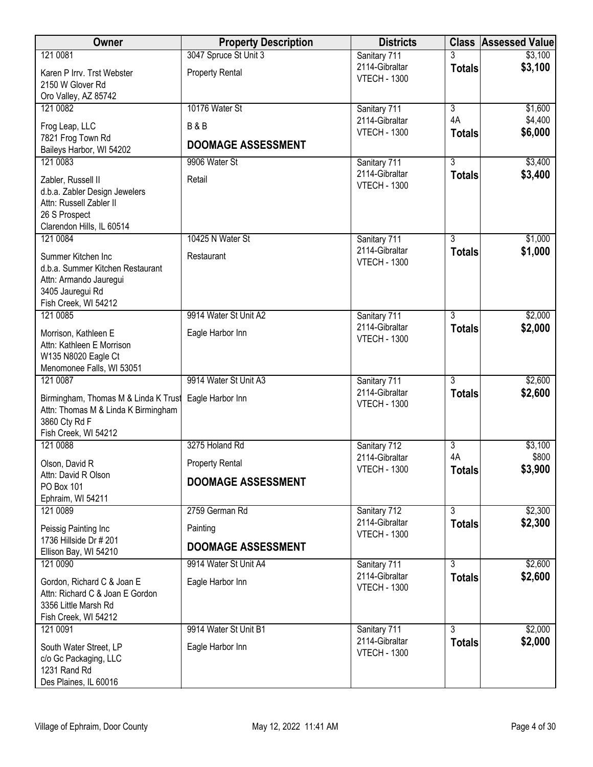| Owner | Property Description | Districts | Class | Assessed Value |
|---|---|---|---|---|
| 121 0081<br>Karen P Irrv. Trst Webster<br>2150 W Glover Rd<br>Oro Valley, AZ 85742 | 3047 Spruce St Unit 3<br>Property Rental | Sanitary 711<br>2114-Gibraltar<br>VTECH - 1300 | 3<br>**Totals** | $3,100<br>**$3,100** |
| 121 0082<br>Frog Leap, LLC<br>7821 Frog Town Rd<br>Baileys Harbor, WI 54202 | 10176 Water St<br>B & B<br>**DOOMAGE ASSESSMENT** | Sanitary 711<br>2114-Gibraltar<br>VTECH - 1300 | 3<br>4A<br>**Totals** | $1,600<br>$4,400<br>**$6,000** |
| 121 0083<br>Zabler, Russell II<br>d.b.a. Zabler Design Jewelers<br>Attn: Russell Zabler II<br>26 S Prospect<br>Clarendon Hills, IL 60514 | 9906 Water St<br>Retail | Sanitary 711<br>2114-Gibraltar<br>VTECH - 1300 | 3<br>**Totals** | $3,400<br>**$3,400** |
| 121 0084<br>Summer Kitchen Inc<br>d.b.a. Summer Kitchen Restaurant<br>Attn: Armando Jauregui<br>3405 Jauregui Rd<br>Fish Creek, WI 54212 | 10425 N Water St<br>Restaurant | Sanitary 711<br>2114-Gibraltar<br>VTECH - 1300 | 3<br>**Totals** | $1,000<br>**$1,000** |
| 121 0085<br>Morrison, Kathleen E<br>Attn: Kathleen E Morrison<br>W135 N8020 Eagle Ct<br>Menomonee Falls, WI 53051 | 9914 Water St Unit A2<br>Eagle Harbor Inn | Sanitary 711<br>2114-Gibraltar<br>VTECH - 1300 | 3<br>**Totals** | $2,000<br>**$2,000** |
| 121 0087<br>Birmingham, Thomas M & Linda K Trust<br>Attn: Thomas M & Linda K Birmingham<br>3860 Cty Rd F<br>Fish Creek, WI 54212 | 9914 Water St Unit A3<br>Eagle Harbor Inn | Sanitary 711<br>2114-Gibraltar<br>VTECH - 1300 | 3<br>**Totals** | $2,600<br>**$2,600** |
| 121 0088<br>Olson, David R<br>Attn: David R Olson<br>PO Box 101<br>Ephraim, WI 54211 | 3275 Holand Rd<br>Property Rental<br>**DOOMAGE ASSESSMENT** | Sanitary 712<br>2114-Gibraltar<br>VTECH - 1300 | 3<br>4A<br>**Totals** | $3,100<br>$800<br>**$3,900** |
| 121 0089<br>Peissig Painting Inc<br>1736 Hillside Dr # 201<br>Ellison Bay, WI 54210 | 2759 German Rd<br>Painting<br>**DOOMAGE ASSESSMENT** | Sanitary 712<br>2114-Gibraltar<br>VTECH - 1300 | 3<br>**Totals** | $2,300<br>**$2,300** |
| 121 0090<br>Gordon, Richard C & Joan E<br>Attn: Richard C & Joan E Gordon<br>3356 Little Marsh Rd<br>Fish Creek, WI 54212 | 9914 Water St Unit A4<br>Eagle Harbor Inn | Sanitary 711<br>2114-Gibraltar<br>VTECH - 1300 | 3<br>**Totals** | $2,600<br>**$2,600** |
| 121 0091<br>South Water Street, LP<br>c/o Gc Packaging, LLC<br>1231 Rand Rd<br>Des Plaines, IL 60016 | 9914 Water St Unit B1<br>Eagle Harbor Inn | Sanitary 711<br>2114-Gibraltar<br>VTECH - 1300 | 3<br>**Totals** | $2,000<br>**$2,000** |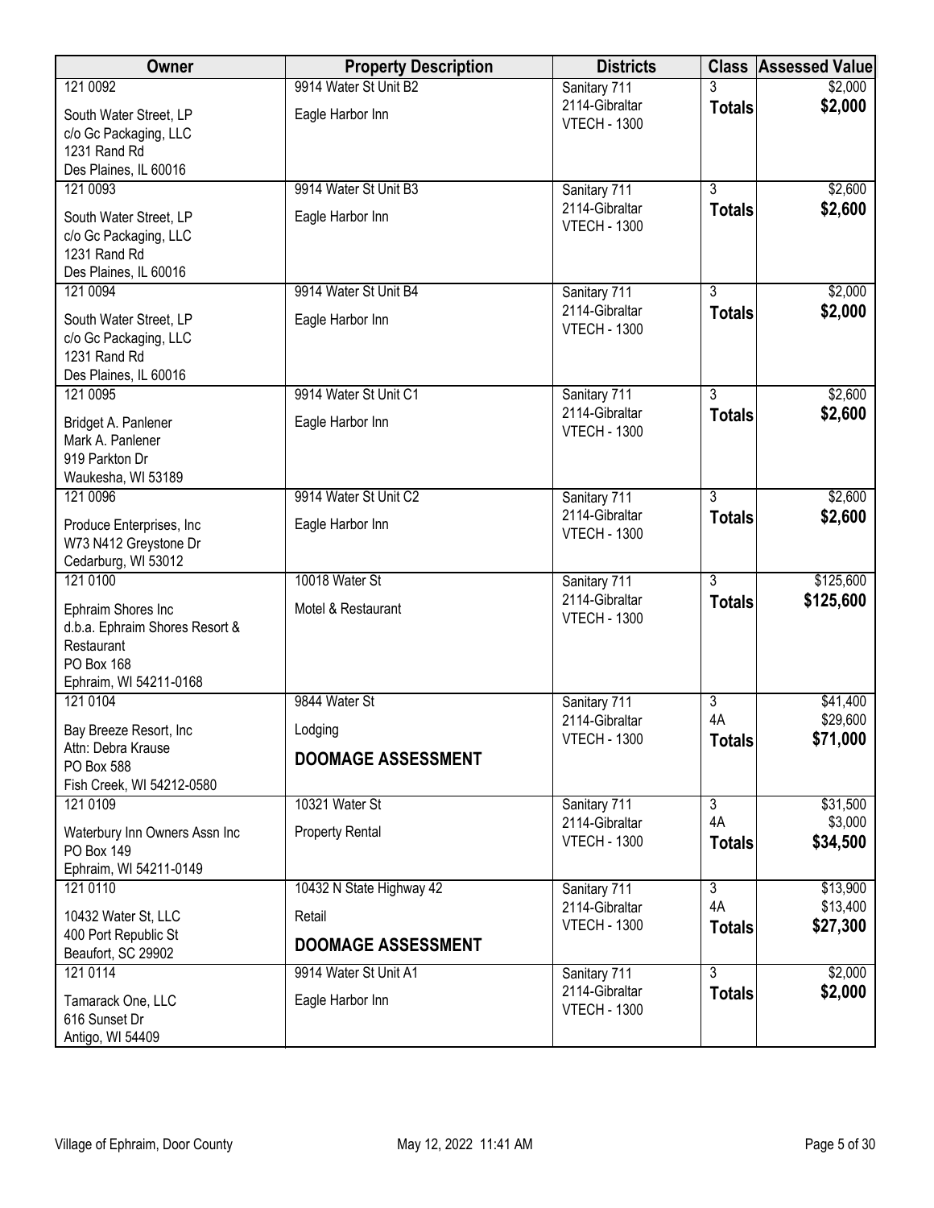| Owner | Property Description | Districts | Class | Assessed Value |
|---|---|---|---|---|
| 121 0092<br>South Water Street, LP<br>c/o Gc Packaging, LLC<br>1231 Rand Rd<br>Des Plaines, IL 60016 | 9914 Water St Unit B2<br>Eagle Harbor Inn | Sanitary 711<br>2114-Gibraltar<br>VTECH - 1300 | 3<br>**Totals** | $2,000<br>**$2,000** |
| 121 0093<br>South Water Street, LP<br>c/o Gc Packaging, LLC<br>1231 Rand Rd<br>Des Plaines, IL 60016 | 9914 Water St Unit B3<br>Eagle Harbor Inn | Sanitary 711<br>2114-Gibraltar<br>VTECH - 1300 | 3<br>**Totals** | $2,600<br>**$2,600** |
| 121 0094<br>South Water Street, LP<br>c/o Gc Packaging, LLC<br>1231 Rand Rd<br>Des Plaines, IL 60016 | 9914 Water St Unit B4<br>Eagle Harbor Inn | Sanitary 711<br>2114-Gibraltar<br>VTECH - 1300 | 3<br>**Totals** | $2,000<br>**$2,000** |
| 121 0095<br>Bridget A. Panlener<br>Mark A. Panlener<br>919 Parkton Dr<br>Waukesha, WI 53189 | 9914 Water St Unit C1<br>Eagle Harbor Inn | Sanitary 711<br>2114-Gibraltar<br>VTECH - 1300 | 3<br>**Totals** | $2,600<br>**$2,600** |
| 121 0096<br>Produce Enterprises, Inc<br>W73 N412 Greystone Dr<br>Cedarburg, WI 53012 | 9914 Water St Unit C2<br>Eagle Harbor Inn | Sanitary 711<br>2114-Gibraltar<br>VTECH - 1300 | 3<br>**Totals** | $2,600<br>**$2,600** |
| 121 0100<br>Ephraim Shores Inc<br>d.b.a. Ephraim Shores Resort &<br>Restaurant<br>PO Box 168<br>Ephraim, WI 54211-0168 | 10018 Water St<br>Motel & Restaurant | Sanitary 711<br>2114-Gibraltar<br>VTECH - 1300 | 3<br>**Totals** | $125,600<br>**$125,600** |
| 121 0104<br>Bay Breeze Resort, Inc<br>Attn: Debra Krause<br>PO Box 588<br>Fish Creek, WI 54212-0580 | 9844 Water St<br>Lodging<br>**DOOMAGE ASSESSMENT** | Sanitary 711<br>2114-Gibraltar<br>VTECH - 1300 | 3<br>4A<br>**Totals** | $41,400<br>$29,600<br>**$71,000** |
| 121 0109<br>Waterbury Inn Owners Assn Inc<br>PO Box 149<br>Ephraim, WI 54211-0149 | 10321 Water St<br>Property Rental | Sanitary 711<br>2114-Gibraltar<br>VTECH - 1300 | 3<br>4A<br>**Totals** | $31,500<br>$3,000<br>**$34,500** |
| 121 0110<br>10432 Water St, LLC<br>400 Port Republic St<br>Beaufort, SC 29902 | 10432 N State Highway 42<br>Retail<br>**DOOMAGE ASSESSMENT** | Sanitary 711<br>2114-Gibraltar<br>VTECH - 1300 | 3<br>4A<br>**Totals** | $13,900<br>$13,400<br>**$27,300** |
| 121 0114<br>Tamarack One, LLC<br>616 Sunset Dr<br>Antigo, WI 54409 | 9914 Water St Unit A1<br>Eagle Harbor Inn | Sanitary 711<br>2114-Gibraltar<br>VTECH - 1300 | 3<br>**Totals** | $2,000<br>**$2,000** |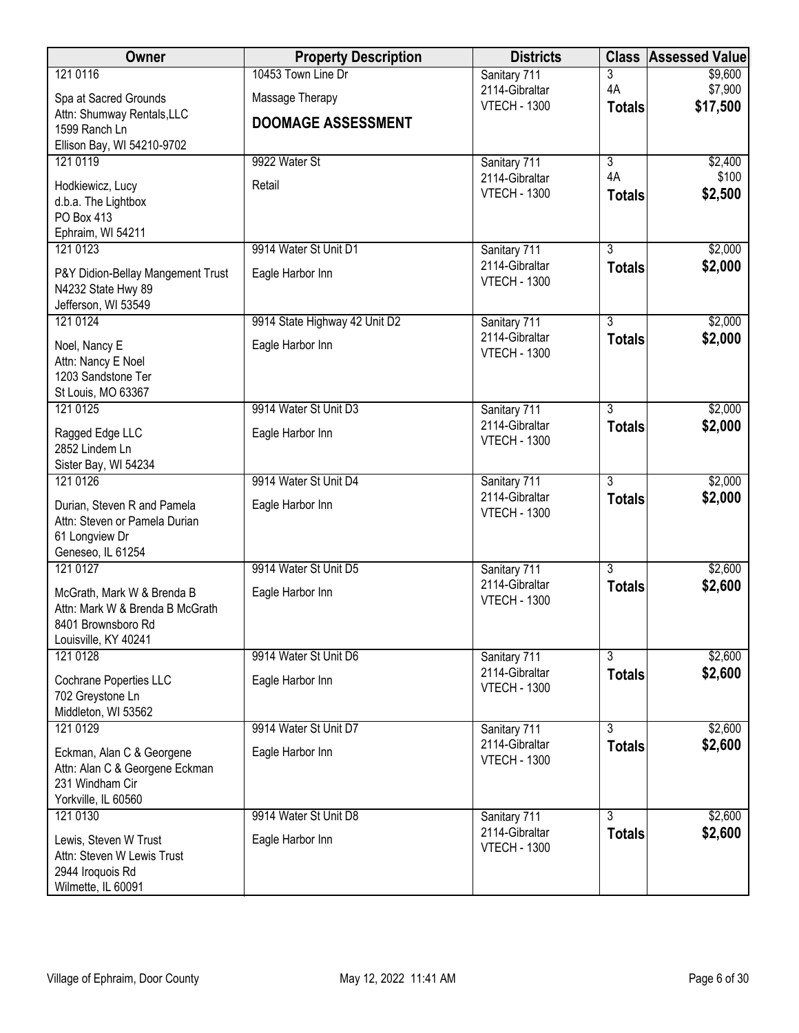| Owner | Property Description | Districts | Class | Assessed Value |
|---|---|---|---|---|
| 121 0116<br>Spa at Sacred Grounds<br>Attn: Shumway Rentals,LLC<br>1599 Ranch Ln<br>Ellison Bay, WI 54210-9702 | 10453 Town Line Dr<br>Massage Therapy<br>**DOOMAGE ASSESSMENT** | Sanitary 711<br>2114-Gibraltar<br>VTECH - 1300 | 3<br>4A<br>**Totals** | \$9,600<br>\$7,900<br>**\$17,500** |
| 121 0119<br>Hodkiewicz, Lucy<br>d.b.a. The Lightbox<br>PO Box 413<br>Ephraim, WI 54211 | 9922 Water St<br>Retail | Sanitary 711<br>2114-Gibraltar<br>VTECH - 1300 | 3<br>4A<br>**Totals** | \$2,400<br>\$100<br>**\$2,500** |
| 121 0123<br>P&Y Didion-Bellay Mangement Trust<br>N4232 State Hwy 89<br>Jefferson, WI 53549 | 9914 Water St Unit D1<br>Eagle Harbor Inn | Sanitary 711<br>2114-Gibraltar<br>VTECH - 1300 | 3<br>**Totals** | \$2,000<br>**\$2,000** |
| 121 0124<br>Noel, Nancy E<br>Attn: Nancy E Noel<br>1203 Sandstone Ter<br>St Louis, MO 63367 | 9914 State Highway 42 Unit D2<br>Eagle Harbor Inn | Sanitary 711<br>2114-Gibraltar<br>VTECH - 1300 | 3<br>**Totals** | \$2,000<br>**\$2,000** |
| 121 0125<br>Ragged Edge LLC<br>2852 Lindem Ln<br>Sister Bay, WI 54234 | 9914 Water St Unit D3<br>Eagle Harbor Inn | Sanitary 711<br>2114-Gibraltar<br>VTECH - 1300 | 3<br>**Totals** | \$2,000<br>**\$2,000** |
| 121 0126<br>Durian, Steven R and Pamela<br>Attn: Steven or Pamela Durian<br>61 Longview Dr<br>Geneseo, IL 61254 | 9914 Water St Unit D4<br>Eagle Harbor Inn | Sanitary 711<br>2114-Gibraltar<br>VTECH - 1300 | 3<br>**Totals** | \$2,000<br>**\$2,000** |
| 121 0127<br>McGrath, Mark W & Brenda B<br>Attn: Mark W & Brenda B McGrath<br>8401 Brownsboro Rd<br>Louisville, KY 40241 | 9914 Water St Unit D5<br>Eagle Harbor Inn | Sanitary 711<br>2114-Gibraltar<br>VTECH - 1300 | 3<br>**Totals** | \$2,600<br>**\$2,600** |
| 121 0128<br>Cochrane Poperties LLC<br>702 Greystone Ln<br>Middleton, WI 53562 | 9914 Water St Unit D6<br>Eagle Harbor Inn | Sanitary 711<br>2114-Gibraltar<br>VTECH - 1300 | 3<br>**Totals** | \$2,600<br>**\$2,600** |
| 121 0129<br>Eckman, Alan C & Georgene<br>Attn: Alan C & Georgene Eckman<br>231 Windham Cir<br>Yorkville, IL 60560 | 9914 Water St Unit D7<br>Eagle Harbor Inn | Sanitary 711<br>2114-Gibraltar<br>VTECH - 1300 | 3<br>**Totals** | \$2,600<br>**\$2,600** |
| 121 0130<br>Lewis, Steven W Trust<br>Attn: Steven W Lewis Trust<br>2944 Iroquois Rd<br>Wilmette, IL 60091 | 9914 Water St Unit D8<br>Eagle Harbor Inn | Sanitary 711<br>2114-Gibraltar<br>VTECH - 1300 | 3<br>**Totals** | \$2,600<br>**\$2,600** |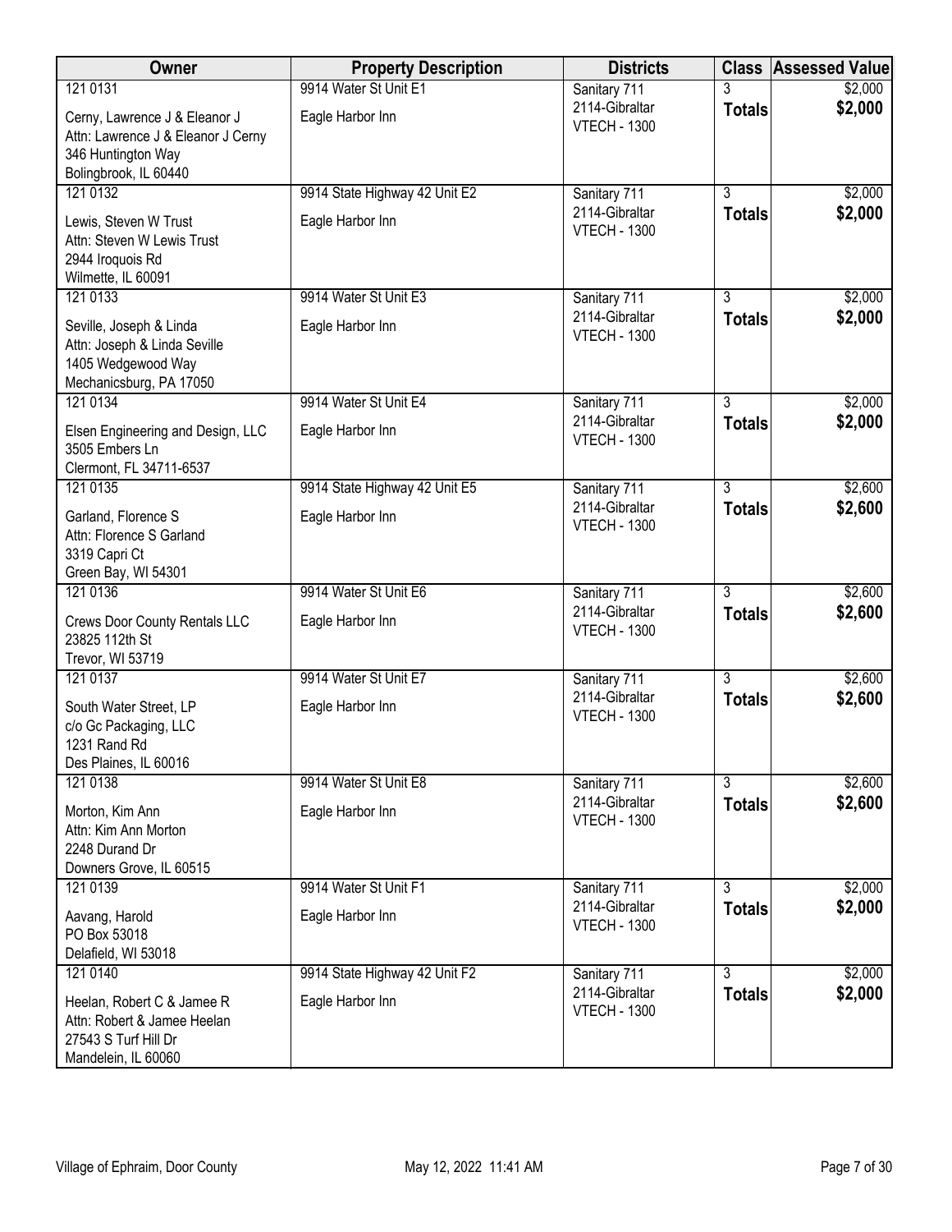| Owner | Property Description | Districts | Class | Assessed Value |
|---|---|---|---|---|
| 121 0131<br>Cerny, Lawrence J & Eleanor J<br>Attn: Lawrence J & Eleanor J Cerny<br>346 Huntington Way<br>Bolingbrook, IL 60440 | 9914 Water St Unit E1<br>Eagle Harbor Inn | Sanitary 711<br>2114-Gibraltar<br>VTECH - 1300 | 3<br>**Totals** | $2,000<br>**$2,000** |
| 121 0132<br>Lewis, Steven W Trust<br>Attn: Steven W Lewis Trust<br>2944 Iroquois Rd<br>Wilmette, IL 60091 | 9914 State Highway 42 Unit E2<br>Eagle Harbor Inn | Sanitary 711<br>2114-Gibraltar<br>VTECH - 1300 | 3<br>**Totals** | $2,000<br>**$2,000** |
| 121 0133<br>Seville, Joseph & Linda<br>Attn: Joseph & Linda Seville<br>1405 Wedgewood Way<br>Mechanicsburg, PA 17050 | 9914 Water St Unit E3<br>Eagle Harbor Inn | Sanitary 711<br>2114-Gibraltar<br>VTECH - 1300 | 3<br>**Totals** | $2,000<br>**$2,000** |
| 121 0134<br>Elsen Engineering and Design, LLC<br>3505 Embers Ln<br>Clermont, FL 34711-6537 | 9914 Water St Unit E4<br>Eagle Harbor Inn | Sanitary 711<br>2114-Gibraltar<br>VTECH - 1300 | 3<br>**Totals** | $2,000<br>**$2,000** |
| 121 0135<br>Garland, Florence S<br>Attn: Florence S Garland<br>3319 Capri Ct<br>Green Bay, WI 54301 | 9914 State Highway 42 Unit E5<br>Eagle Harbor Inn | Sanitary 711<br>2114-Gibraltar<br>VTECH - 1300 | 3<br>**Totals** | $2,600<br>**$2,600** |
| 121 0136<br>Crews Door County Rentals LLC<br>23825 112th St<br>Trevor, WI 53719 | 9914 Water St Unit E6<br>Eagle Harbor Inn | Sanitary 711<br>2114-Gibraltar<br>VTECH - 1300 | 3<br>**Totals** | $2,600<br>**$2,600** |
| 121 0137<br>South Water Street, LP<br>c/o Gc Packaging, LLC<br>1231 Rand Rd<br>Des Plaines, IL 60016 | 9914 Water St Unit E7<br>Eagle Harbor Inn | Sanitary 711<br>2114-Gibraltar<br>VTECH - 1300 | 3<br>**Totals** | $2,600<br>**$2,600** |
| 121 0138<br>Morton, Kim Ann<br>Attn: Kim Ann Morton<br>2248 Durand Dr<br>Downers Grove, IL 60515 | 9914 Water St Unit E8<br>Eagle Harbor Inn | Sanitary 711<br>2114-Gibraltar<br>VTECH - 1300 | 3<br>**Totals** | $2,600<br>**$2,600** |
| 121 0139<br>Aavang, Harold<br>PO Box 53018<br>Delafield, WI 53018 | 9914 Water St Unit F1<br>Eagle Harbor Inn | Sanitary 711<br>2114-Gibraltar<br>VTECH - 1300 | 3<br>**Totals** | $2,000<br>**$2,000** |
| 121 0140<br>Heelan, Robert C & Jamee R<br>Attn: Robert & Jamee Heelan<br>27543 S Turf Hill Dr<br>Mandelein, IL 60060 | 9914 State Highway 42 Unit F2<br>Eagle Harbor Inn | Sanitary 711<br>2114-Gibraltar<br>VTECH - 1300 | 3<br>**Totals** | $2,000<br>**$2,000** |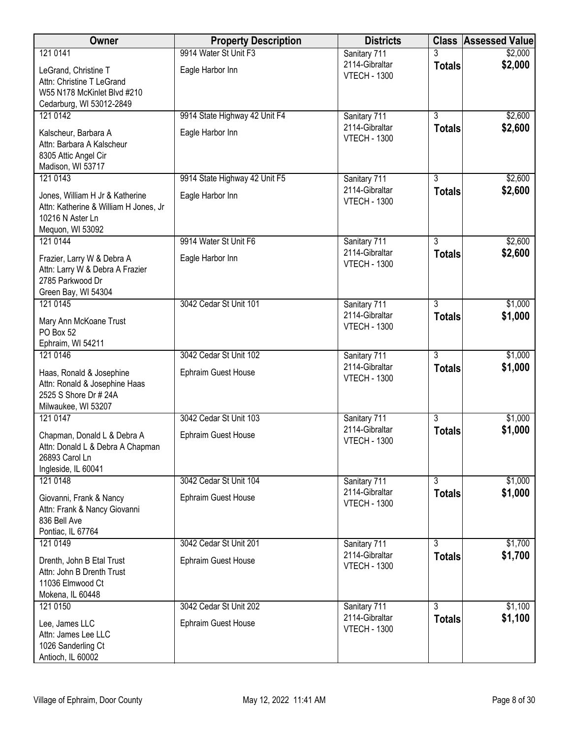| Owner | Property Description | Districts | Class | Assessed Value |
|---|---|---|---|---|
| 121 0141<br>LeGrand, Christine T<br>Attn: Christine T LeGrand<br>W55 N178 McKinlet Blvd #210<br>Cedarburg, WI 53012-2849 | 9914 Water St Unit F3<br>Eagle Harbor Inn | Sanitary 711<br>2114-Gibraltar<br>VTECH - 1300 | 3<br>**Totals** | $2,000<br>**$2,000** |
| 121 0142<br>Kalscheur, Barbara A<br>Attn: Barbara A Kalscheur<br>8305 Attic Angel Cir<br>Madison, WI 53717 | 9914 State Highway 42 Unit F4<br>Eagle Harbor Inn | Sanitary 711<br>2114-Gibraltar<br>VTECH - 1300 | 3<br>**Totals** | $2,600<br>**$2,600** |
| 121 0143<br>Jones, William H Jr & Katherine<br>Attn: Katherine & William H Jones, Jr<br>10216 N Aster Ln<br>Mequon, WI 53092 | 9914 State Highway 42 Unit F5<br>Eagle Harbor Inn | Sanitary 711<br>2114-Gibraltar<br>VTECH - 1300 | 3<br>**Totals** | $2,600<br>**$2,600** |
| 121 0144<br>Frazier, Larry W & Debra A<br>Attn: Larry W & Debra A Frazier<br>2785 Parkwood Dr<br>Green Bay, WI 54304 | 9914 Water St Unit F6<br>Eagle Harbor Inn | Sanitary 711<br>2114-Gibraltar<br>VTECH - 1300 | 3<br>**Totals** | $2,600<br>**$2,600** |
| 121 0145<br>Mary Ann McKoane Trust<br>PO Box 52<br>Ephraim, WI 54211 | 3042 Cedar St Unit 101 | Sanitary 711<br>2114-Gibraltar<br>VTECH - 1300 | 3<br>**Totals** | $1,000<br>**$1,000** |
| 121 0146<br>Haas, Ronald & Josephine<br>Attn: Ronald & Josephine Haas<br>2525 S Shore Dr # 24A<br>Milwaukee, WI 53207 | 3042 Cedar St Unit 102<br>Ephraim Guest House | Sanitary 711<br>2114-Gibraltar<br>VTECH - 1300 | 3<br>**Totals** | $1,000<br>**$1,000** |
| 121 0147<br>Chapman, Donald L & Debra A<br>Attn: Donald L & Debra A Chapman<br>26893 Carol Ln<br>Ingleside, IL 60041 | 3042 Cedar St Unit 103<br>Ephraim Guest House | Sanitary 711<br>2114-Gibraltar<br>VTECH - 1300 | 3<br>**Totals** | $1,000<br>**$1,000** |
| 121 0148<br>Giovanni, Frank & Nancy<br>Attn: Frank & Nancy Giovanni<br>836 Bell Ave<br>Pontiac, IL 67764 | 3042 Cedar St Unit 104<br>Ephraim Guest House | Sanitary 711<br>2114-Gibraltar<br>VTECH - 1300 | 3<br>**Totals** | $1,000<br>**$1,000** |
| 121 0149<br>Drenth, John B Etal Trust<br>Attn: John B Drenth Trust<br>11036 Elmwood Ct<br>Mokena, IL 60448 | 3042 Cedar St Unit 201<br>Ephraim Guest House | Sanitary 711<br>2114-Gibraltar<br>VTECH - 1300 | 3<br>**Totals** | $1,700<br>**$1,700** |
| 121 0150<br>Lee, James LLC<br>Attn: James Lee LLC<br>1026 Sanderling Ct<br>Antioch, IL 60002 | 3042 Cedar St Unit 202<br>Ephraim Guest House | Sanitary 711<br>2114-Gibraltar<br>VTECH - 1300 | 3<br>**Totals** | $1,100<br>**$1,100** |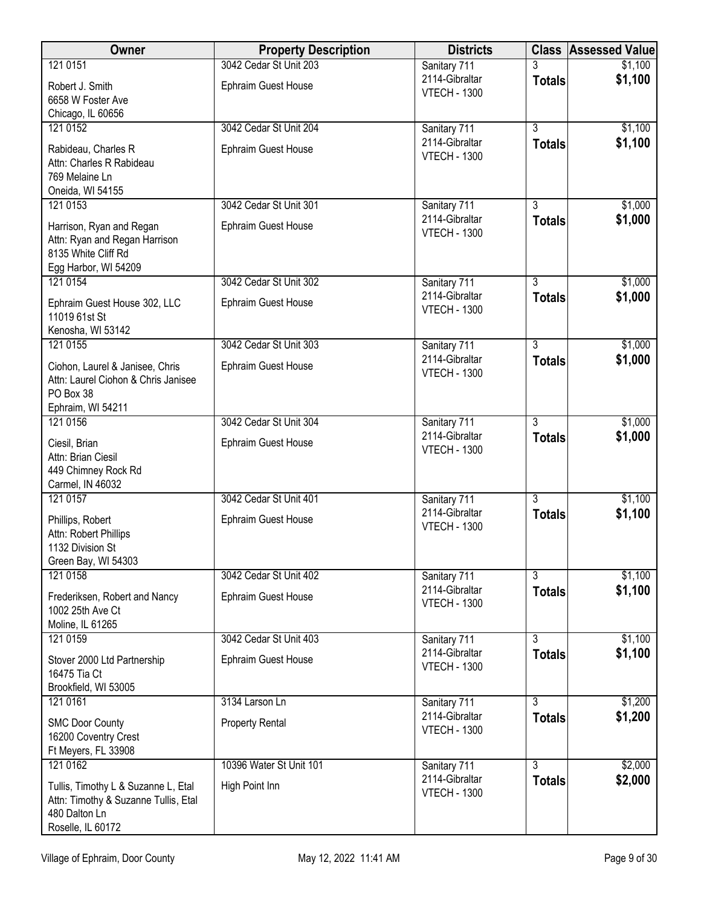| Owner | Property Description | Districts | Class | Assessed Value |
|---|---|---|---|---|
| 121 0151<br>Robert J. Smith<br>6658 W Foster Ave<br>Chicago, IL 60656 | 3042 Cedar St Unit 203<br>Ephraim Guest House | Sanitary 711<br>2114-Gibraltar<br>VTECH - 1300 | 3<br>**Totals** | $1,100<br>**$1,100** |
| 121 0152<br>Rabideau, Charles R<br>Attn: Charles R Rabideau<br>769 Melaine Ln<br>Oneida, WI 54155 | 3042 Cedar St Unit 204<br>Ephraim Guest House | Sanitary 711<br>2114-Gibraltar<br>VTECH - 1300 | 3<br>**Totals** | $1,100<br>**$1,100** |
| 121 0153<br>Harrison, Ryan and Regan<br>Attn: Ryan and Regan Harrison<br>8135 White Cliff Rd<br>Egg Harbor, WI 54209 | 3042 Cedar St Unit 301<br>Ephraim Guest House | Sanitary 711<br>2114-Gibraltar<br>VTECH - 1300 | 3<br>**Totals** | $1,000<br>**$1,000** |
| 121 0154<br>Ephraim Guest House 302, LLC<br>11019 61st St<br>Kenosha, WI 53142 | 3042 Cedar St Unit 302<br>Ephraim Guest House | Sanitary 711<br>2114-Gibraltar<br>VTECH - 1300 | 3<br>**Totals** | $1,000<br>**$1,000** |
| 121 0155<br>Ciohon, Laurel & Janisee, Chris<br>Attn: Laurel Ciohon & Chris Janisee<br>PO Box 38<br>Ephraim, WI 54211 | 3042 Cedar St Unit 303<br>Ephraim Guest House | Sanitary 711<br>2114-Gibraltar<br>VTECH - 1300 | 3<br>**Totals** | $1,000<br>**$1,000** |
| 121 0156<br>Ciesil, Brian<br>Attn: Brian Ciesil<br>449 Chimney Rock Rd<br>Carmel, IN 46032 | 3042 Cedar St Unit 304<br>Ephraim Guest House | Sanitary 711<br>2114-Gibraltar<br>VTECH - 1300 | 3<br>**Totals** | $1,000<br>**$1,000** |
| 121 0157<br>Phillips, Robert<br>Attn: Robert Phillips<br>1132 Division St<br>Green Bay, WI 54303 | 3042 Cedar St Unit 401<br>Ephraim Guest House | Sanitary 711<br>2114-Gibraltar<br>VTECH - 1300 | 3<br>**Totals** | $1,100<br>**$1,100** |
| 121 0158<br>Frederiksen, Robert and Nancy<br>1002 25th Ave Ct<br>Moline, IL 61265 | 3042 Cedar St Unit 402<br>Ephraim Guest House | Sanitary 711<br>2114-Gibraltar<br>VTECH - 1300 | 3<br>**Totals** | $1,100<br>**$1,100** |
| 121 0159<br>Stover 2000 Ltd Partnership<br>16475 Tia Ct<br>Brookfield, WI 53005 | 3042 Cedar St Unit 403<br>Ephraim Guest House | Sanitary 711<br>2114-Gibraltar<br>VTECH - 1300 | 3<br>**Totals** | $1,100<br>**$1,100** |
| 121 0161<br>SMC Door County<br>16200 Coventry Crest<br>Ft Meyers, FL 33908 | 3134 Larson Ln<br>Property Rental | Sanitary 711<br>2114-Gibraltar<br>VTECH - 1300 | 3<br>**Totals** | $1,200<br>**$1,200** |
| 121 0162<br>Tullis, Timothy L & Suzanne L, Etal<br>Attn: Timothy & Suzanne Tullis, Etal<br>480 Dalton Ln<br>Roselle, IL 60172 | 10396 Water St Unit 101<br>High Point Inn | Sanitary 711<br>2114-Gibraltar<br>VTECH - 1300 | 3<br>**Totals** | $2,000<br>**$2,000** |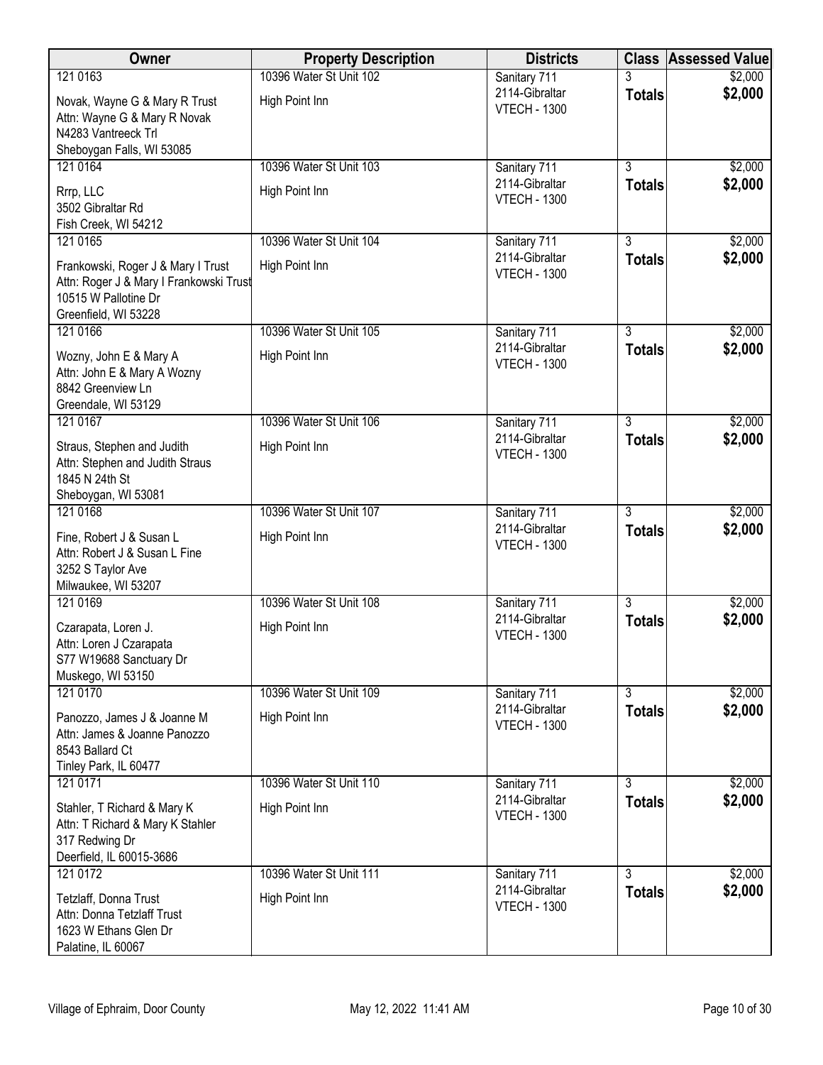| Owner | Property Description | Districts | Class | Assessed Value |
|---|---|---|---|---|
| 121 0163<br>Novak, Wayne G & Mary R Trust<br>Attn: Wayne G & Mary R Novak<br>N4283 Vantreeck Trl<br>Sheboygan Falls, WI 53085 | 10396 Water St Unit 102<br>High Point Inn | Sanitary 711<br>2114-Gibraltar<br>VTECH - 1300 | 3<br>**Totals** | $2,000<br>**$2,000** |
| 121 0164<br>Rrrp, LLC<br>3502 Gibraltar Rd<br>Fish Creek, WI 54212 | 10396 Water St Unit 103<br>High Point Inn | Sanitary 711<br>2114-Gibraltar<br>VTECH - 1300 | 3<br>**Totals** | $2,000<br>**$2,000** |
| 121 0165<br>Frankowski, Roger J & Mary I Trust<br>Attn: Roger J & Mary I Frankowski Trust<br>10515 W Pallotine Dr<br>Greenfield, WI 53228 | 10396 Water St Unit 104<br>High Point Inn | Sanitary 711<br>2114-Gibraltar<br>VTECH - 1300 | 3<br>**Totals** | $2,000<br>**$2,000** |
| 121 0166<br>Wozny, John E & Mary A<br>Attn: John E & Mary A Wozny<br>8842 Greenview Ln<br>Greendale, WI 53129 | 10396 Water St Unit 105<br>High Point Inn | Sanitary 711<br>2114-Gibraltar<br>VTECH - 1300 | 3<br>**Totals** | $2,000<br>**$2,000** |
| 121 0167<br>Straus, Stephen and Judith<br>Attn: Stephen and Judith Straus<br>1845 N 24th St<br>Sheboygan, WI 53081 | 10396 Water St Unit 106<br>High Point Inn | Sanitary 711<br>2114-Gibraltar<br>VTECH - 1300 | 3<br>**Totals** | $2,000<br>**$2,000** |
| 121 0168<br>Fine, Robert J & Susan L<br>Attn: Robert J & Susan L Fine<br>3252 S Taylor Ave<br>Milwaukee, WI 53207 | 10396 Water St Unit 107<br>High Point Inn | Sanitary 711<br>2114-Gibraltar<br>VTECH - 1300 | 3<br>**Totals** | $2,000<br>**$2,000** |
| 121 0169<br>Czarapata, Loren J.<br>Attn: Loren J Czarapata<br>S77 W19688 Sanctuary Dr<br>Muskego, WI 53150 | 10396 Water St Unit 108<br>High Point Inn | Sanitary 711<br>2114-Gibraltar<br>VTECH - 1300 | 3<br>**Totals** | $2,000<br>**$2,000** |
| 121 0170<br>Panozzo, James J & Joanne M<br>Attn: James & Joanne Panozzo<br>8543 Ballard Ct<br>Tinley Park, IL 60477 | 10396 Water St Unit 109<br>High Point Inn | Sanitary 711<br>2114-Gibraltar<br>VTECH - 1300 | 3<br>**Totals** | $2,000<br>**$2,000** |
| 121 0171<br>Stahler, T Richard & Mary K<br>Attn: T Richard & Mary K Stahler<br>317 Redwing Dr<br>Deerfield, IL 60015-3686 | 10396 Water St Unit 110<br>High Point Inn | Sanitary 711<br>2114-Gibraltar<br>VTECH - 1300 | 3<br>**Totals** | $2,000<br>**$2,000** |
| 121 0172<br>Tetzlaff, Donna Trust<br>Attn: Donna Tetzlaff Trust<br>1623 W Ethans Glen Dr<br>Palatine, IL 60067 | 10396 Water St Unit 111<br>High Point Inn | Sanitary 711<br>2114-Gibraltar<br>VTECH - 1300 | 3<br>**Totals** | $2,000<br>**$2,000** |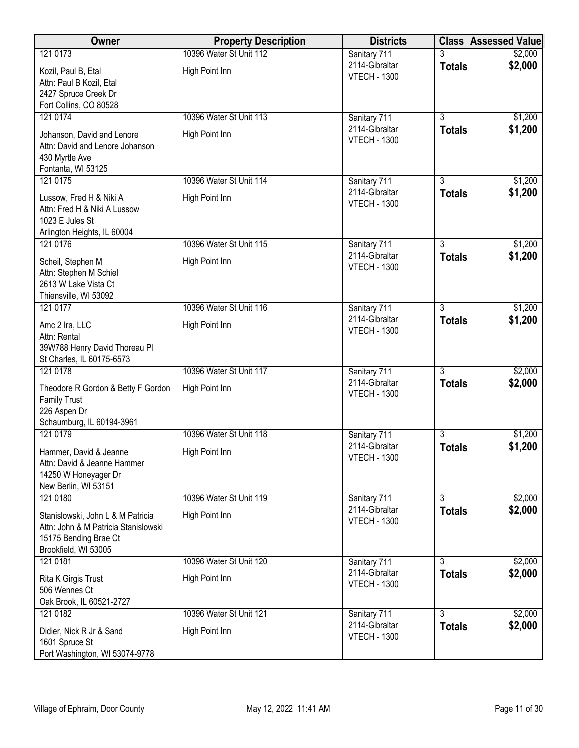| Owner | Property Description | Districts | Class | Assessed Value |
|---|---|---|---|---|
| 121 0173<br>Kozil, Paul B, Etal<br>Attn: Paul B Kozil, Etal<br>2427 Spruce Creek Dr<br>Fort Collins, CO 80528 | 10396 Water St Unit 112<br>High Point Inn | Sanitary 711<br>2114-Gibraltar<br>VTECH - 1300 | 3<br>**Totals** | $2,000<br>**$2,000** |
| 121 0174<br>Johanson, David and Lenore<br>Attn: David and Lenore Johanson<br>430 Myrtle Ave<br>Fontanta, WI 53125 | 10396 Water St Unit 113<br>High Point Inn | Sanitary 711<br>2114-Gibraltar<br>VTECH - 1300 | 3<br>**Totals** | $1,200<br>**$1,200** |
| 121 0175<br>Lussow, Fred H & Niki A<br>Attn: Fred H & Niki A Lussow<br>1023 E Jules St<br>Arlington Heights, IL 60004 | 10396 Water St Unit 114<br>High Point Inn | Sanitary 711<br>2114-Gibraltar<br>VTECH - 1300 | 3<br>**Totals** | $1,200<br>**$1,200** |
| 121 0176<br>Scheil, Stephen M<br>Attn: Stephen M Schiel<br>2613 W Lake Vista Ct<br>Thiensville, WI 53092 | 10396 Water St Unit 115<br>High Point Inn | Sanitary 711<br>2114-Gibraltar<br>VTECH - 1300 | 3<br>**Totals** | $1,200<br>**$1,200** |
| 121 0177<br>Amc 2 Ira, LLC<br>Attn: Rental<br>39W788 Henry David Thoreau Pl<br>St Charles, IL 60175-6573 | 10396 Water St Unit 116<br>High Point Inn | Sanitary 711<br>2114-Gibraltar<br>VTECH - 1300 | 3<br>**Totals** | $1,200<br>**$1,200** |
| 121 0178<br>Theodore R Gordon & Betty F Gordon Family Trust<br>226 Aspen Dr<br>Schaumburg, IL 60194-3961 | 10396 Water St Unit 117<br>High Point Inn | Sanitary 711<br>2114-Gibraltar<br>VTECH - 1300 | 3<br>**Totals** | $2,000<br>**$2,000** |
| 121 0179<br>Hammer, David & Jeanne<br>Attn: David & Jeanne Hammer<br>14250 W Honeyager Dr<br>New Berlin, WI 53151 | 10396 Water St Unit 118<br>High Point Inn | Sanitary 711<br>2114-Gibraltar<br>VTECH - 1300 | 3<br>**Totals** | $1,200<br>**$1,200** |
| 121 0180<br>Stanislowski, John L & M Patricia<br>Attn: John & M Patricia Stanislowski<br>15175 Bending Brae Ct<br>Brookfield, WI 53005 | 10396 Water St Unit 119<br>High Point Inn | Sanitary 711<br>2114-Gibraltar<br>VTECH - 1300 | 3<br>**Totals** | $2,000<br>**$2,000** |
| 121 0181<br>Rita K Girgis Trust<br>506 Wennes Ct<br>Oak Brook, IL 60521-2727 | 10396 Water St Unit 120<br>High Point Inn | Sanitary 711<br>2114-Gibraltar<br>VTECH - 1300 | 3<br>**Totals** | $2,000<br>**$2,000** |
| 121 0182<br>Didier, Nick R Jr & Sand<br>1601 Spruce St<br>Port Washington, WI 53074-9778 | 10396 Water St Unit 121<br>High Point Inn | Sanitary 711<br>2114-Gibraltar<br>VTECH - 1300 | 3<br>**Totals** | $2,000<br>**$2,000** |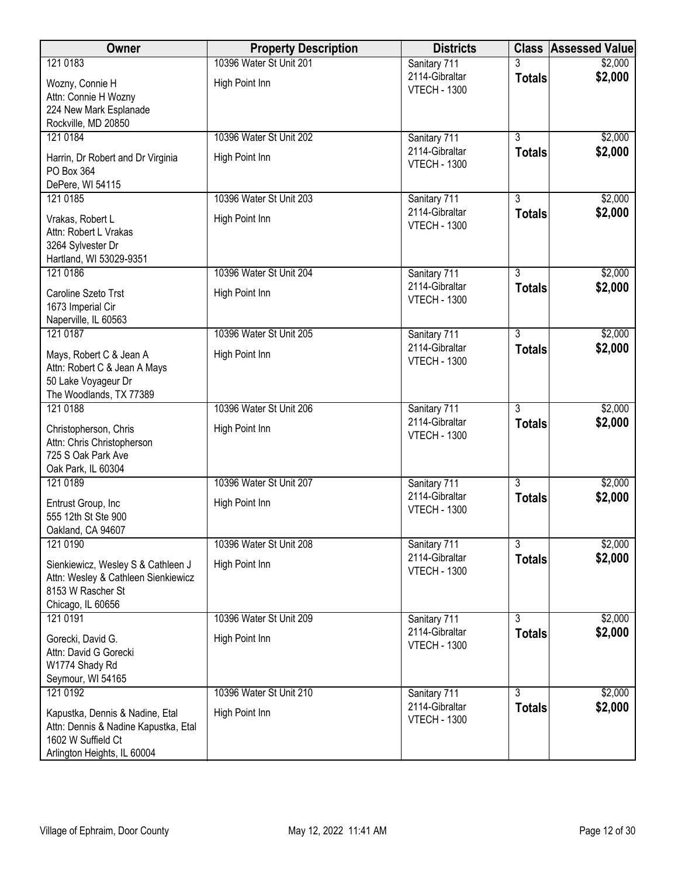| Owner | Property Description | Districts | Class | Assessed Value |
|---|---|---|---|---|
| 121 0183<br>Wozny, Connie H<br>Attn: Connie H Wozny<br>224 New Mark Esplanade<br>Rockville, MD 20850 | 10396 Water St Unit 201<br>High Point Inn | Sanitary 711<br>2114-Gibraltar<br>VTECH - 1300 | 3<br>**Totals** | $2,000<br>**$2,000** |
| 121 0184<br>Harrin, Dr Robert and Dr Virginia<br>PO Box 364<br>DePere, WI 54115 | 10396 Water St Unit 202<br>High Point Inn | Sanitary 711<br>2114-Gibraltar<br>VTECH - 1300 | 3<br>**Totals** | $2,000<br>**$2,000** |
| 121 0185<br>Vrakas, Robert L<br>Attn: Robert L Vrakas<br>3264 Sylvester Dr<br>Hartland, WI 53029-9351 | 10396 Water St Unit 203<br>High Point Inn | Sanitary 711<br>2114-Gibraltar<br>VTECH - 1300 | 3<br>**Totals** | $2,000<br>**$2,000** |
| 121 0186<br>Caroline Szeto Trst<br>1673 Imperial Cir<br>Naperville, IL 60563 | 10396 Water St Unit 204<br>High Point Inn | Sanitary 711<br>2114-Gibraltar<br>VTECH - 1300 | 3<br>**Totals** | $2,000<br>**$2,000** |
| 121 0187<br>Mays, Robert C & Jean A<br>Attn: Robert C & Jean A Mays<br>50 Lake Voyageur Dr<br>The Woodlands, TX 77389 | 10396 Water St Unit 205<br>High Point Inn | Sanitary 711<br>2114-Gibraltar<br>VTECH - 1300 | 3<br>**Totals** | $2,000<br>**$2,000** |
| 121 0188<br>Christopherson, Chris<br>Attn: Chris Christopherson<br>725 S Oak Park Ave<br>Oak Park, IL 60304 | 10396 Water St Unit 206<br>High Point Inn | Sanitary 711<br>2114-Gibraltar<br>VTECH - 1300 | 3<br>**Totals** | $2,000<br>**$2,000** |
| 121 0189<br>Entrust Group, Inc<br>555 12th St Ste 900<br>Oakland, CA 94607 | 10396 Water St Unit 207<br>High Point Inn | Sanitary 711<br>2114-Gibraltar<br>VTECH - 1300 | 3<br>**Totals** | $2,000<br>**$2,000** |
| 121 0190<br>Sienkiewicz, Wesley S & Cathleen J<br>Attn: Wesley & Cathleen Sienkiewicz<br>8153 W Rascher St<br>Chicago, IL 60656 | 10396 Water St Unit 208<br>High Point Inn | Sanitary 711<br>2114-Gibraltar<br>VTECH - 1300 | 3<br>**Totals** | $2,000<br>**$2,000** |
| 121 0191<br>Gorecki, David G.<br>Attn: David G Gorecki<br>W1774 Shady Rd<br>Seymour, WI 54165 | 10396 Water St Unit 209<br>High Point Inn | Sanitary 711<br>2114-Gibraltar<br>VTECH - 1300 | 3<br>**Totals** | $2,000<br>**$2,000** |
| 121 0192<br>Kapustka, Dennis & Nadine, Etal<br>Attn: Dennis & Nadine Kapustka, Etal<br>1602 W Suffield Ct<br>Arlington Heights, IL 60004 | 10396 Water St Unit 210<br>High Point Inn | Sanitary 711<br>2114-Gibraltar<br>VTECH - 1300 | 3<br>**Totals** | $2,000<br>**$2,000** |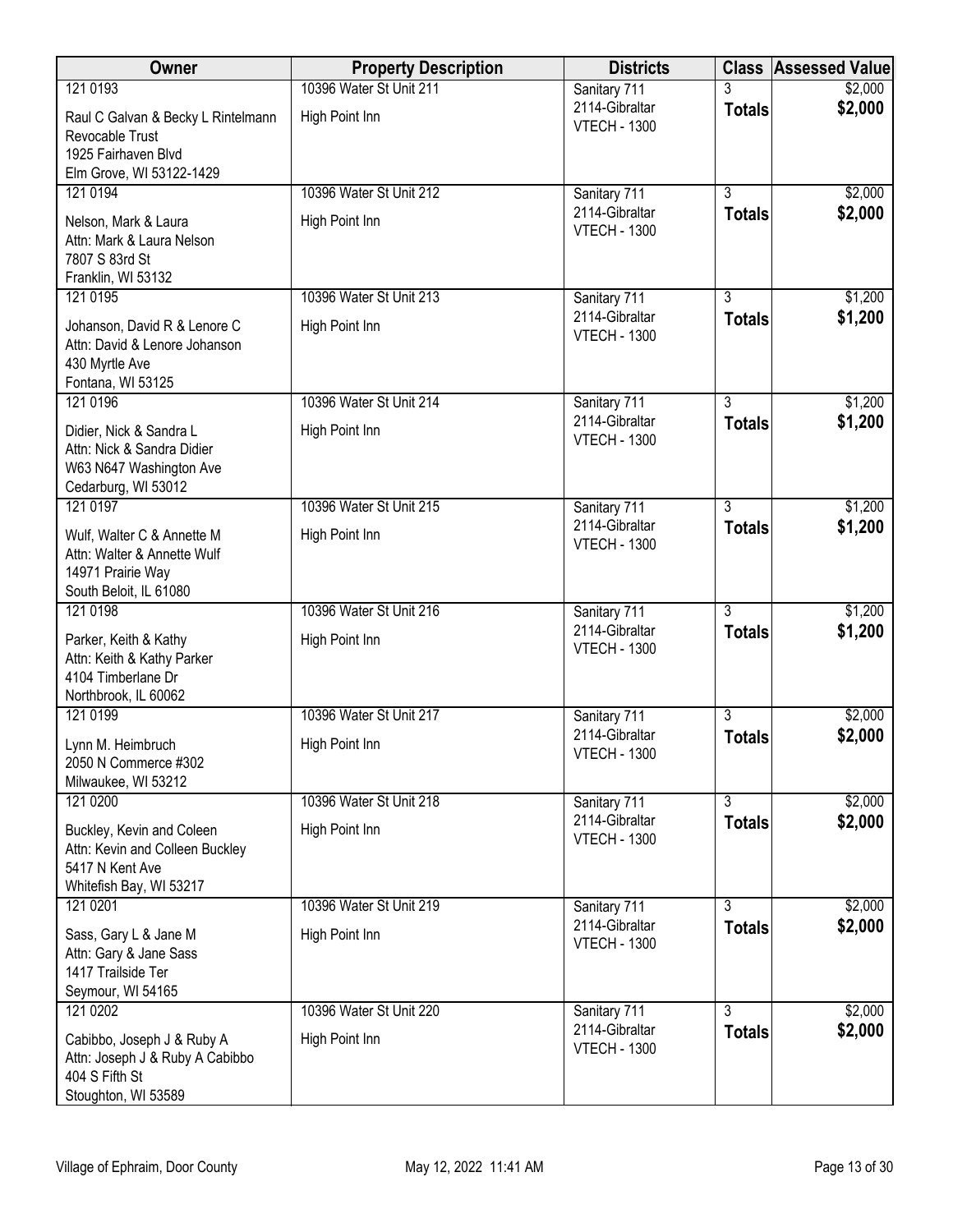| Owner | Property Description | Districts | Class | Assessed Value |
|---|---|---|---|---|
| 121 0193<br>Raul C Galvan & Becky L Rintelmann Revocable Trust<br>1925 Fairhaven Blvd<br>Elm Grove, WI 53122-1429 | 10396 Water St Unit 211<br>High Point Inn | Sanitary 711<br>2114-Gibraltar<br>VTECH - 1300 | 3<br>**Totals** | $2,000<br>**$2,000** |
| 121 0194<br>Nelson, Mark & Laura<br>Attn: Mark & Laura Nelson<br>7807 S 83rd St<br>Franklin, WI 53132 | 10396 Water St Unit 212<br>High Point Inn | Sanitary 711<br>2114-Gibraltar<br>VTECH - 1300 | 3<br>**Totals** | $2,000<br>**$2,000** |
| 121 0195<br>Johanson, David R & Lenore C<br>Attn: David & Lenore Johanson<br>430 Myrtle Ave<br>Fontana, WI 53125 | 10396 Water St Unit 213<br>High Point Inn | Sanitary 711<br>2114-Gibraltar<br>VTECH - 1300 | 3<br>**Totals** | $1,200<br>**$1,200** |
| 121 0196<br>Didier, Nick & Sandra L<br>Attn: Nick & Sandra Didier<br>W63 N647 Washington Ave<br>Cedarburg, WI 53012 | 10396 Water St Unit 214<br>High Point Inn | Sanitary 711<br>2114-Gibraltar<br>VTECH - 1300 | 3<br>**Totals** | $1,200<br>**$1,200** |
| 121 0197<br>Wulf, Walter C & Annette M<br>Attn: Walter & Annette Wulf<br>14971 Prairie Way<br>South Beloit, IL 61080 | 10396 Water St Unit 215<br>High Point Inn | Sanitary 711<br>2114-Gibraltar<br>VTECH - 1300 | 3<br>**Totals** | $1,200<br>**$1,200** |
| 121 0198<br>Parker, Keith & Kathy<br>Attn: Keith & Kathy Parker<br>4104 Timberlane Dr<br>Northbrook, IL 60062 | 10396 Water St Unit 216<br>High Point Inn | Sanitary 711<br>2114-Gibraltar<br>VTECH - 1300 | 3<br>**Totals** | $1,200<br>**$1,200** |
| 121 0199<br>Lynn M. Heimbruch<br>2050 N Commerce #302<br>Milwaukee, WI 53212 | 10396 Water St Unit 217<br>High Point Inn | Sanitary 711<br>2114-Gibraltar<br>VTECH - 1300 | 3<br>**Totals** | $2,000<br>**$2,000** |
| 121 0200<br>Buckley, Kevin and Coleen<br>Attn: Kevin and Colleen Buckley<br>5417 N Kent Ave<br>Whitefish Bay, WI 53217 | 10396 Water St Unit 218<br>High Point Inn | Sanitary 711<br>2114-Gibraltar<br>VTECH - 1300 | 3<br>**Totals** | $2,000<br>**$2,000** |
| 121 0201<br>Sass, Gary L & Jane M<br>Attn: Gary & Jane Sass<br>1417 Trailside Ter<br>Seymour, WI 54165 | 10396 Water St Unit 219<br>High Point Inn | Sanitary 711<br>2114-Gibraltar<br>VTECH - 1300 | 3<br>**Totals** | $2,000<br>**$2,000** |
| 121 0202<br>Cabibbo, Joseph J & Ruby A<br>Attn: Joseph J & Ruby A Cabibbo<br>404 S Fifth St<br>Stoughton, WI 53589 | 10396 Water St Unit 220<br>High Point Inn | Sanitary 711<br>2114-Gibraltar<br>VTECH - 1300 | 3<br>**Totals** | $2,000<br>**$2,000** |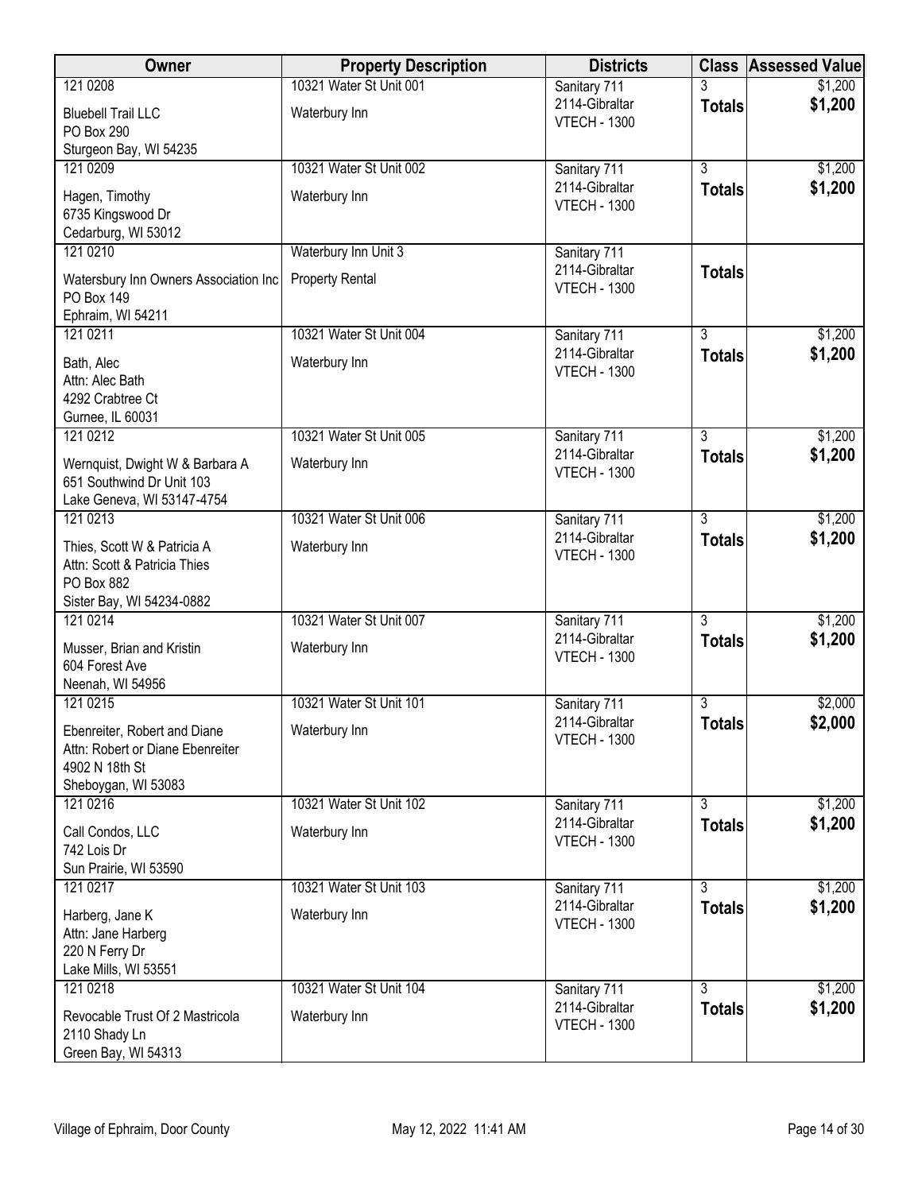| Owner | Property Description | Districts | Class | Assessed Value |
|---|---|---|---|---|
| 121 0208<br>Bluebell Trail LLC<br>PO Box 290<br>Sturgeon Bay, WI 54235 | 10321 Water St Unit 001<br>Waterbury Inn | Sanitary 711<br>2114-Gibraltar<br>VTECH - 1300 | 3<br>**Totals** | $1,200<br>**$1,200** |
| 121 0209<br>Hagen, Timothy<br>6735 Kingswood Dr<br>Cedarburg, WI 53012 | 10321 Water St Unit 002<br>Waterbury Inn | Sanitary 711<br>2114-Gibraltar<br>VTECH - 1300 | 3<br>**Totals** | $1,200<br>**$1,200** |
| 121 0210<br>Watersbury Inn Owners Association Inc<br>PO Box 149<br>Ephraim, WI 54211 | Waterbury Inn Unit 3<br>Property Rental | Sanitary 711<br>2114-Gibraltar<br>VTECH - 1300 | **Totals** | |
| 121 0211<br>Bath, Alec<br>Attn: Alec Bath<br>4292 Crabtree Ct<br>Gurnee, IL 60031 | 10321 Water St Unit 004<br>Waterbury Inn | Sanitary 711<br>2114-Gibraltar<br>VTECH - 1300 | 3<br>**Totals** | $1,200<br>**$1,200** |
| 121 0212<br>Wernquist, Dwight W & Barbara A<br>651 Southwind Dr Unit 103<br>Lake Geneva, WI 53147-4754 | 10321 Water St Unit 005<br>Waterbury Inn | Sanitary 711<br>2114-Gibraltar<br>VTECH - 1300 | 3<br>**Totals** | $1,200<br>**$1,200** |
| 121 0213<br>Thies, Scott W & Patricia A<br>Attn: Scott & Patricia Thies<br>PO Box 882<br>Sister Bay, WI 54234-0882 | 10321 Water St Unit 006<br>Waterbury Inn | Sanitary 711<br>2114-Gibraltar<br>VTECH - 1300 | 3<br>**Totals** | $1,200<br>**$1,200** |
| 121 0214<br>Musser, Brian and Kristin<br>604 Forest Ave<br>Neenah, WI 54956 | 10321 Water St Unit 007<br>Waterbury Inn | Sanitary 711<br>2114-Gibraltar<br>VTECH - 1300 | 3<br>**Totals** | $1,200<br>**$1,200** |
| 121 0215<br>Ebenreiter, Robert and Diane<br>Attn: Robert or Diane Ebenreiter<br>4902 N 18th St<br>Sheboygan, WI 53083 | 10321 Water St Unit 101<br>Waterbury Inn | Sanitary 711<br>2114-Gibraltar<br>VTECH - 1300 | 3<br>**Totals** | $2,000<br>**$2,000** |
| 121 0216<br>Call Condos, LLC<br>742 Lois Dr<br>Sun Prairie, WI 53590 | 10321 Water St Unit 102<br>Waterbury Inn | Sanitary 711<br>2114-Gibraltar<br>VTECH - 1300 | 3<br>**Totals** | $1,200<br>**$1,200** |
| 121 0217<br>Harberg, Jane K<br>Attn: Jane Harberg<br>220 N Ferry Dr<br>Lake Mills, WI 53551 | 10321 Water St Unit 103<br>Waterbury Inn | Sanitary 711<br>2114-Gibraltar<br>VTECH - 1300 | 3<br>**Totals** | $1,200<br>**$1,200** |
| 121 0218<br>Revocable Trust Of 2 Mastricola<br>2110 Shady Ln<br>Green Bay, WI 54313 | 10321 Water St Unit 104<br>Waterbury Inn | Sanitary 711<br>2114-Gibraltar<br>VTECH - 1300 | 3<br>**Totals** | $1,200<br>**$1,200** |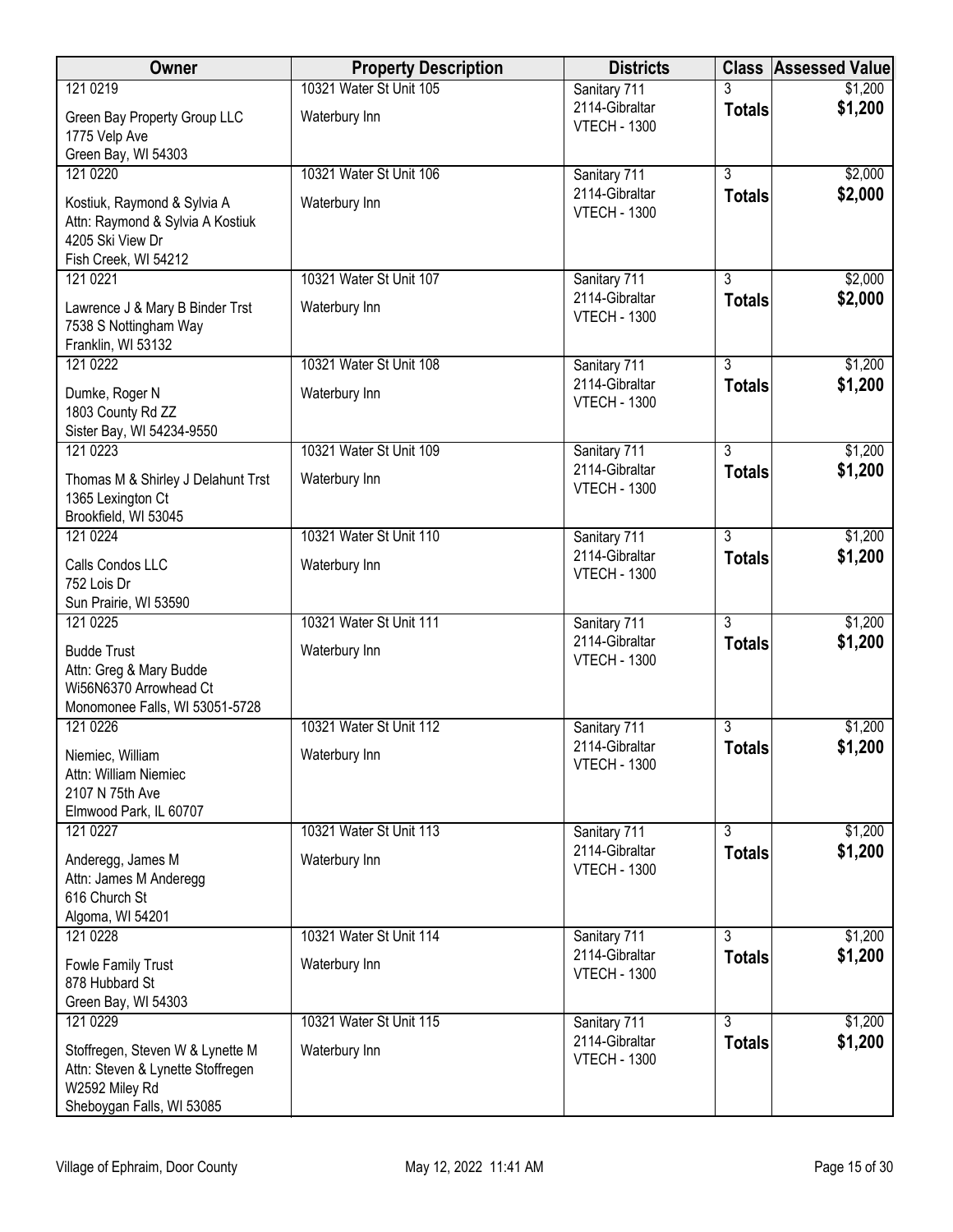| Owner | Property Description | Districts | Class | Assessed Value |
| --- | --- | --- | --- | --- |
| 121 0219<br>Green Bay Property Group LLC<br>1775 Velp Ave<br>Green Bay, WI 54303 | 10321 Water St Unit 105<br>Waterbury Inn | Sanitary 711<br>2114-Gibraltar<br>VTECH - 1300 | 3<br>**Totals** | $1,200<br>**$1,200** |
| 121 0220<br>Kostiuk, Raymond & Sylvia A<br>Attn: Raymond & Sylvia A Kostiuk<br>4205 Ski View Dr<br>Fish Creek, WI 54212 | 10321 Water St Unit 106<br>Waterbury Inn | Sanitary 711<br>2114-Gibraltar<br>VTECH - 1300 | 3<br>**Totals** | $2,000<br>**$2,000** |
| 121 0221<br>Lawrence J & Mary B Binder Trst<br>7538 S Nottingham Way<br>Franklin, WI 53132 | 10321 Water St Unit 107<br>Waterbury Inn | Sanitary 711<br>2114-Gibraltar<br>VTECH - 1300 | 3<br>**Totals** | $2,000<br>**$2,000** |
| 121 0222<br>Dumke, Roger N<br>1803 County Rd ZZ<br>Sister Bay, WI 54234-9550 | 10321 Water St Unit 108<br>Waterbury Inn | Sanitary 711<br>2114-Gibraltar<br>VTECH - 1300 | 3<br>**Totals** | $1,200<br>**$1,200** |
| 121 0223<br>Thomas M & Shirley J Delahunt Trst<br>1365 Lexington Ct<br>Brookfield, WI 53045 | 10321 Water St Unit 109<br>Waterbury Inn | Sanitary 711<br>2114-Gibraltar<br>VTECH - 1300 | 3<br>**Totals** | $1,200<br>**$1,200** |
| 121 0224<br>Calls Condos LLC<br>752 Lois Dr<br>Sun Prairie, WI 53590 | 10321 Water St Unit 110<br>Waterbury Inn | Sanitary 711<br>2114-Gibraltar<br>VTECH - 1300 | 3<br>**Totals** | $1,200<br>**$1,200** |
| 121 0225<br>Budde Trust<br>Attn: Greg & Mary Budde<br>Wi56N6370 Arrowhead Ct<br>Monomonee Falls, WI 53051-5728 | 10321 Water St Unit 111<br>Waterbury Inn | Sanitary 711<br>2114-Gibraltar<br>VTECH - 1300 | 3<br>**Totals** | $1,200<br>**$1,200** |
| 121 0226<br>Niemiec, William<br>Attn: William Niemiec<br>2107 N 75th Ave<br>Elmwood Park, IL 60707 | 10321 Water St Unit 112<br>Waterbury Inn | Sanitary 711<br>2114-Gibraltar<br>VTECH - 1300 | 3<br>**Totals** | $1,200<br>**$1,200** |
| 121 0227<br>Anderegg, James M<br>Attn: James M Anderegg<br>616 Church St<br>Algoma, WI 54201 | 10321 Water St Unit 113<br>Waterbury Inn | Sanitary 711<br>2114-Gibraltar<br>VTECH - 1300 | 3<br>**Totals** | $1,200<br>**$1,200** |
| 121 0228<br>Fowle Family Trust<br>878 Hubbard St<br>Green Bay, WI 54303 | 10321 Water St Unit 114<br>Waterbury Inn | Sanitary 711<br>2114-Gibraltar<br>VTECH - 1300 | 3<br>**Totals** | $1,200<br>**$1,200** |
| 121 0229<br>Stoffregen, Steven W & Lynette M<br>Attn: Steven & Lynette Stoffregen<br>W2592 Miley Rd<br>Sheboygan Falls, WI 53085 | 10321 Water St Unit 115<br>Waterbury Inn | Sanitary 711<br>2114-Gibraltar<br>VTECH - 1300 | 3<br>**Totals** | $1,200<br>**$1,200** |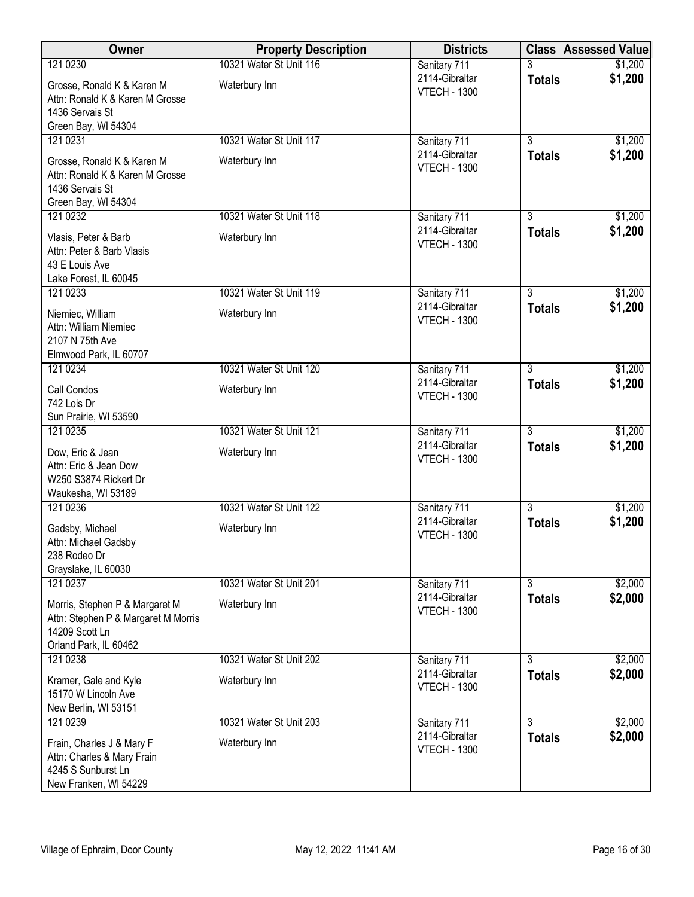| Owner | Property Description | Districts | Class | Assessed Value |
|---|---|---|---|---|
| 121 0230<br>Grosse, Ronald K & Karen M<br>Attn: Ronald K & Karen M Grosse<br>1436 Servais St<br>Green Bay, WI 54304 | 10321 Water St Unit 116<br>Waterbury Inn | Sanitary 711<br>2114-Gibraltar<br>VTECH - 1300 | 3<br>**Totals** | $1,200<br>**$1,200** |
| 121 0231<br>Grosse, Ronald K & Karen M<br>Attn: Ronald K & Karen M Grosse<br>1436 Servais St<br>Green Bay, WI 54304 | 10321 Water St Unit 117<br>Waterbury Inn | Sanitary 711<br>2114-Gibraltar<br>VTECH - 1300 | 3<br>**Totals** | $1,200<br>**$1,200** |
| 121 0232<br>Vlasis, Peter & Barb<br>Attn: Peter & Barb Vlasis<br>43 E Louis Ave<br>Lake Forest, IL 60045 | 10321 Water St Unit 118<br>Waterbury Inn | Sanitary 711<br>2114-Gibraltar<br>VTECH - 1300 | 3<br>**Totals** | $1,200<br>**$1,200** |
| 121 0233<br>Niemiec, William<br>Attn: William Niemiec<br>2107 N 75th Ave<br>Elmwood Park, IL 60707 | 10321 Water St Unit 119<br>Waterbury Inn | Sanitary 711<br>2114-Gibraltar<br>VTECH - 1300 | 3<br>**Totals** | $1,200<br>**$1,200** |
| 121 0234<br>Call Condos<br>742 Lois Dr<br>Sun Prairie, WI 53590 | 10321 Water St Unit 120<br>Waterbury Inn | Sanitary 711<br>2114-Gibraltar<br>VTECH - 1300 | 3<br>**Totals** | $1,200<br>**$1,200** |
| 121 0235<br>Dow, Eric & Jean<br>Attn: Eric & Jean Dow<br>W250 S3874 Rickert Dr<br>Waukesha, WI 53189 | 10321 Water St Unit 121<br>Waterbury Inn | Sanitary 711<br>2114-Gibraltar<br>VTECH - 1300 | 3<br>**Totals** | $1,200<br>**$1,200** |
| 121 0236<br>Gadsby, Michael<br>Attn: Michael Gadsby<br>238 Rodeo Dr<br>Grayslake, IL 60030 | 10321 Water St Unit 122<br>Waterbury Inn | Sanitary 711<br>2114-Gibraltar<br>VTECH - 1300 | 3<br>**Totals** | $1,200<br>**$1,200** |
| 121 0237<br>Morris, Stephen P & Margaret M<br>Attn: Stephen P & Margaret M Morris<br>14209 Scott Ln<br>Orland Park, IL 60462 | 10321 Water St Unit 201<br>Waterbury Inn | Sanitary 711<br>2114-Gibraltar<br>VTECH - 1300 | 3<br>**Totals** | $2,000<br>**$2,000** |
| 121 0238<br>Kramer, Gale and Kyle<br>15170 W Lincoln Ave<br>New Berlin, WI 53151 | 10321 Water St Unit 202<br>Waterbury Inn | Sanitary 711<br>2114-Gibraltar<br>VTECH - 1300 | 3<br>**Totals** | $2,000<br>**$2,000** |
| 121 0239<br>Frain, Charles J & Mary F<br>Attn: Charles & Mary Frain<br>4245 S Sunburst Ln<br>New Franken, WI 54229 | 10321 Water St Unit 203<br>Waterbury Inn | Sanitary 711<br>2114-Gibraltar<br>VTECH - 1300 | 3<br>**Totals** | $2,000<br>**$2,000** |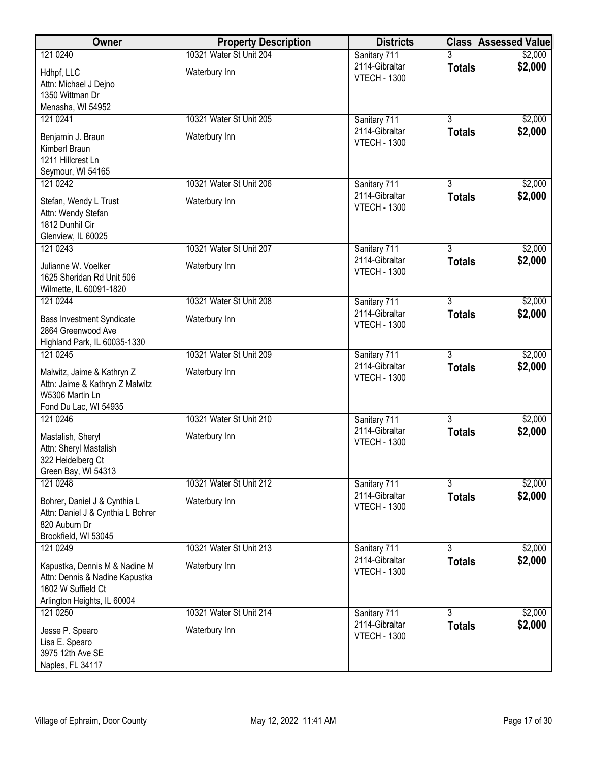| Owner | Property Description | Districts | Class | Assessed Value |
|---|---|---|---|---|
| 121 0240<br>Hdhpf, LLC<br>Attn: Michael J Dejno<br>1350 Wittman Dr<br>Menasha, WI 54952 | 10321 Water St Unit 204<br>Waterbury Inn | Sanitary 711<br>2114-Gibraltar<br>VTECH - 1300 | 3<br>**Totals** | $2,000<br>**$2,000** |
| 121 0241<br>Benjamin J. Braun<br>Kimberl Braun<br>1211 Hillcrest Ln<br>Seymour, WI 54165 | 10321 Water St Unit 205<br>Waterbury Inn | Sanitary 711<br>2114-Gibraltar<br>VTECH - 1300 | 3<br>**Totals** | $2,000<br>**$2,000** |
| 121 0242<br>Stefan, Wendy L Trust<br>Attn: Wendy Stefan<br>1812 Dunhil Cir<br>Glenview, IL 60025 | 10321 Water St Unit 206<br>Waterbury Inn | Sanitary 711<br>2114-Gibraltar<br>VTECH - 1300 | 3<br>**Totals** | $2,000<br>**$2,000** |
| 121 0243<br>Julianne W. Voelker<br>1625 Sheridan Rd Unit 506<br>Wilmette, IL 60091-1820 | 10321 Water St Unit 207<br>Waterbury Inn | Sanitary 711<br>2114-Gibraltar<br>VTECH - 1300 | 3<br>**Totals** | $2,000<br>**$2,000** |
| 121 0244<br>Bass Investment Syndicate<br>2864 Greenwood Ave<br>Highland Park, IL 60035-1330 | 10321 Water St Unit 208<br>Waterbury Inn | Sanitary 711<br>2114-Gibraltar<br>VTECH - 1300 | 3<br>**Totals** | $2,000<br>**$2,000** |
| 121 0245<br>Malwitz, Jaime & Kathryn Z<br>Attn: Jaime & Kathryn Z Malwitz<br>W5306 Martin Ln<br>Fond Du Lac, WI 54935 | 10321 Water St Unit 209<br>Waterbury Inn | Sanitary 711<br>2114-Gibraltar<br>VTECH - 1300 | 3<br>**Totals** | $2,000<br>**$2,000** |
| 121 0246<br>Mastalish, Sheryl<br>Attn: Sheryl Mastalish<br>322 Heidelberg Ct<br>Green Bay, WI 54313 | 10321 Water St Unit 210<br>Waterbury Inn | Sanitary 711<br>2114-Gibraltar<br>VTECH - 1300 | 3<br>**Totals** | $2,000<br>**$2,000** |
| 121 0248<br>Bohrer, Daniel J & Cynthia L<br>Attn: Daniel J & Cynthia L Bohrer<br>820 Auburn Dr<br>Brookfield, WI 53045 | 10321 Water St Unit 212<br>Waterbury Inn | Sanitary 711<br>2114-Gibraltar<br>VTECH - 1300 | 3<br>**Totals** | $2,000<br>**$2,000** |
| 121 0249<br>Kapustka, Dennis M & Nadine M<br>Attn: Dennis & Nadine Kapustka<br>1602 W Suffield Ct<br>Arlington Heights, IL 60004 | 10321 Water St Unit 213<br>Waterbury Inn | Sanitary 711<br>2114-Gibraltar<br>VTECH - 1300 | 3<br>**Totals** | $2,000<br>**$2,000** |
| 121 0250<br>Jesse P. Spearo<br>Lisa E. Spearo<br>3975 12th Ave SE<br>Naples, FL 34117 | 10321 Water St Unit 214<br>Waterbury Inn | Sanitary 711<br>2114-Gibraltar<br>VTECH - 1300 | 3<br>**Totals** | $2,000<br>**$2,000** |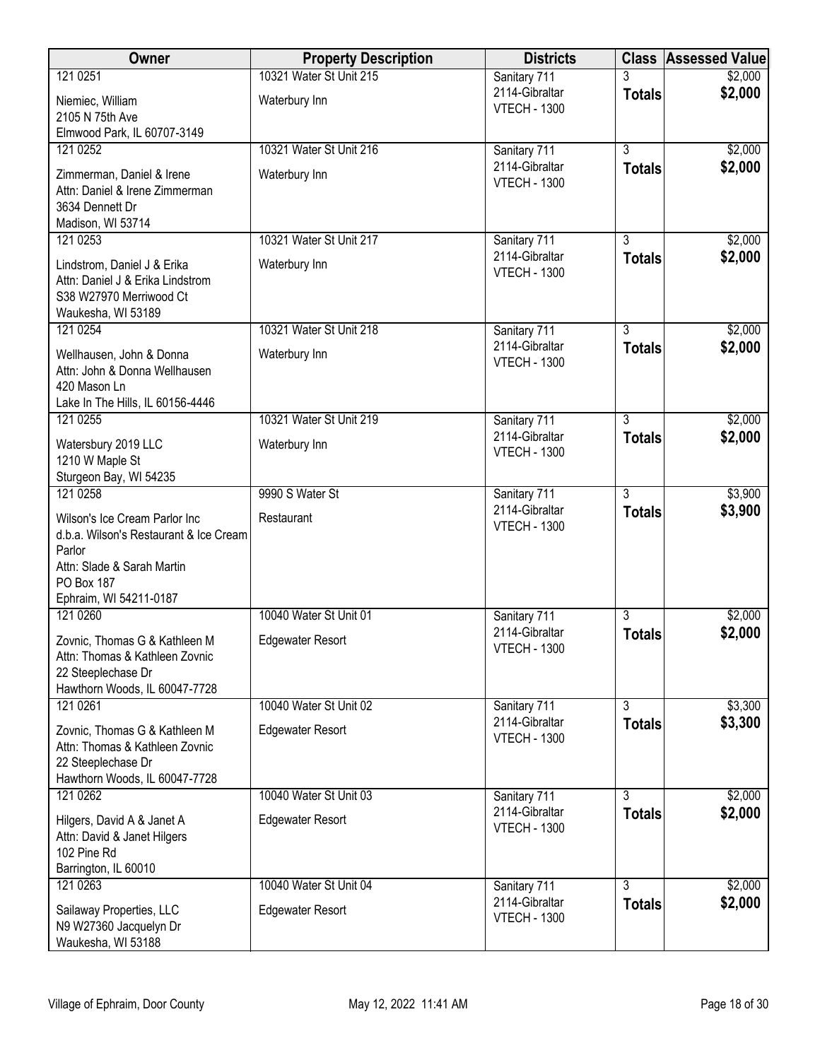| Owner | Property Description | Districts | Class | Assessed Value |
|---|---|---|---|---|
| 121 0251<br>Niemiec, William<br>2105 N 75th Ave<br>Elmwood Park, IL 60707-3149 | 10321 Water St Unit 215<br>Waterbury Inn | Sanitary 711<br>2114-Gibraltar<br>VTECH - 1300 | 3<br>**Totals** | $2,000<br>**$2,000** |
| 121 0252<br>Zimmerman, Daniel & Irene<br>Attn: Daniel & Irene Zimmerman<br>3634 Dennett Dr<br>Madison, WI 53714 | 10321 Water St Unit 216<br>Waterbury Inn | Sanitary 711<br>2114-Gibraltar<br>VTECH - 1300 | 3<br>**Totals** | $2,000<br>**$2,000** |
| 121 0253<br>Lindstrom, Daniel J & Erika<br>Attn: Daniel J & Erika Lindstrom<br>S38 W27970 Merriwood Ct<br>Waukesha, WI 53189 | 10321 Water St Unit 217<br>Waterbury Inn | Sanitary 711<br>2114-Gibraltar<br>VTECH - 1300 | 3<br>**Totals** | $2,000<br>**$2,000** |
| 121 0254<br>Wellhausen, John & Donna<br>Attn: John & Donna Wellhausen<br>420 Mason Ln<br>Lake In The Hills, IL 60156-4446 | 10321 Water St Unit 218<br>Waterbury Inn | Sanitary 711<br>2114-Gibraltar<br>VTECH - 1300 | 3<br>**Totals** | $2,000<br>**$2,000** |
| 121 0255<br>Watersbury 2019 LLC<br>1210 W Maple St<br>Sturgeon Bay, WI 54235 | 10321 Water St Unit 219<br>Waterbury Inn | Sanitary 711<br>2114-Gibraltar<br>VTECH - 1300 | 3<br>**Totals** | $2,000<br>**$2,000** |
| 121 0258<br>Wilson's Ice Cream Parlor Inc<br>d.b.a. Wilson's Restaurant & Ice Cream Parlor<br>Attn: Slade & Sarah Martin<br>PO Box 187<br>Ephraim, WI 54211-0187 | 9990 S Water St<br>Restaurant | Sanitary 711<br>2114-Gibraltar<br>VTECH - 1300 | 3<br>**Totals** | $3,900<br>**$3,900** |
| 121 0260<br>Zovnic, Thomas G & Kathleen M<br>Attn: Thomas & Kathleen Zovnic<br>22 Steeplechase Dr<br>Hawthorn Woods, IL 60047-7728 | 10040 Water St Unit 01<br>Edgewater Resort | Sanitary 711<br>2114-Gibraltar<br>VTECH - 1300 | 3<br>**Totals** | $2,000<br>**$2,000** |
| 121 0261<br>Zovnic, Thomas G & Kathleen M<br>Attn: Thomas & Kathleen Zovnic<br>22 Steeplechase Dr<br>Hawthorn Woods, IL 60047-7728 | 10040 Water St Unit 02<br>Edgewater Resort | Sanitary 711<br>2114-Gibraltar<br>VTECH - 1300 | 3<br>**Totals** | $3,300<br>**$3,300** |
| 121 0262<br>Hilgers, David A & Janet A<br>Attn: David & Janet Hilgers<br>102 Pine Rd<br>Barrington, IL 60010 | 10040 Water St Unit 03<br>Edgewater Resort | Sanitary 711<br>2114-Gibraltar<br>VTECH - 1300 | 3<br>**Totals** | $2,000<br>**$2,000** |
| 121 0263<br>Sailaway Properties, LLC<br>N9 W27360 Jacquelyn Dr<br>Waukesha, WI 53188 | 10040 Water St Unit 04<br>Edgewater Resort | Sanitary 711<br>2114-Gibraltar<br>VTECH - 1300 | 3<br>**Totals** | $2,000<br>**$2,000** |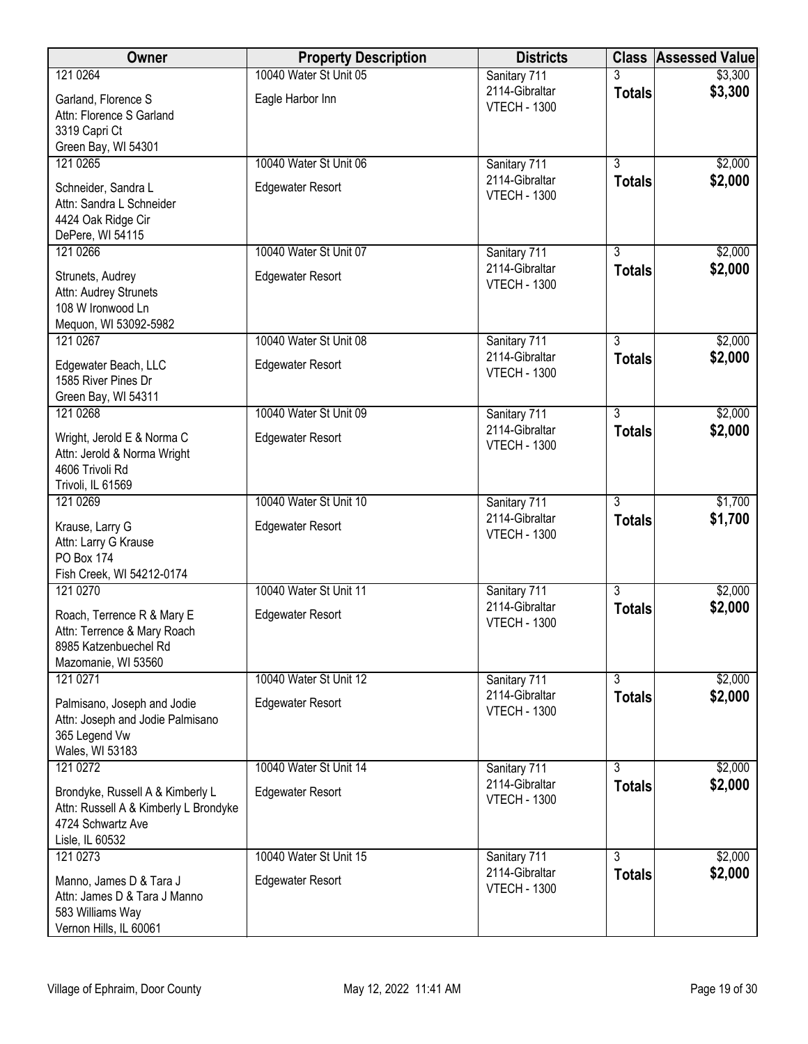| Owner | Property Description | Districts | Class | Assessed Value |
|---|---|---|---|---|
| 121 0264<br>Garland, Florence S<br>Attn: Florence S Garland<br>3319 Capri Ct<br>Green Bay, WI 54301 | 10040 Water St Unit 05<br>Eagle Harbor Inn | Sanitary 711<br>2114-Gibraltar<br>VTECH - 1300 | 3<br>**Totals** | \$3,300<br>**\$3,300** |
| 121 0265<br>Schneider, Sandra L<br>Attn: Sandra L Schneider<br>4424 Oak Ridge Cir<br>DePere, WI 54115 | 10040 Water St Unit 06<br>Edgewater Resort | Sanitary 711<br>2114-Gibraltar<br>VTECH - 1300 | 3<br>**Totals** | \$2,000<br>**\$2,000** |
| 121 0266<br>Strunets, Audrey<br>Attn: Audrey Strunets<br>108 W Ironwood Ln<br>Mequon, WI 53092-5982 | 10040 Water St Unit 07<br>Edgewater Resort | Sanitary 711<br>2114-Gibraltar<br>VTECH - 1300 | 3<br>**Totals** | \$2,000<br>**\$2,000** |
| 121 0267<br>Edgewater Beach, LLC<br>1585 River Pines Dr<br>Green Bay, WI 54311 | 10040 Water St Unit 08<br>Edgewater Resort | Sanitary 711<br>2114-Gibraltar<br>VTECH - 1300 | 3<br>**Totals** | \$2,000<br>**\$2,000** |
| 121 0268<br>Wright, Jerold E & Norma C<br>Attn: Jerold & Norma Wright<br>4606 Trivoli Rd<br>Trivoli, IL 61569 | 10040 Water St Unit 09<br>Edgewater Resort | Sanitary 711<br>2114-Gibraltar<br>VTECH - 1300 | 3<br>**Totals** | \$2,000<br>**\$2,000** |
| 121 0269<br>Krause, Larry G<br>Attn: Larry G Krause<br>PO Box 174<br>Fish Creek, WI 54212-0174 | 10040 Water St Unit 10<br>Edgewater Resort | Sanitary 711<br>2114-Gibraltar<br>VTECH - 1300 | 3<br>**Totals** | \$1,700<br>**\$1,700** |
| 121 0270<br>Roach, Terrence R & Mary E<br>Attn: Terrence & Mary Roach<br>8985 Katzenbuechel Rd<br>Mazomanie, WI 53560 | 10040 Water St Unit 11<br>Edgewater Resort | Sanitary 711<br>2114-Gibraltar<br>VTECH - 1300 | 3<br>**Totals** | \$2,000<br>**\$2,000** |
| 121 0271<br>Palmisano, Joseph and Jodie<br>Attn: Joseph and Jodie Palmisano<br>365 Legend Vw<br>Wales, WI 53183 | 10040 Water St Unit 12<br>Edgewater Resort | Sanitary 711<br>2114-Gibraltar<br>VTECH - 1300 | 3<br>**Totals** | \$2,000<br>**\$2,000** |
| 121 0272<br>Brondyke, Russell A & Kimberly L<br>Attn: Russell A & Kimberly L Brondyke<br>4724 Schwartz Ave<br>Lisle, IL 60532 | 10040 Water St Unit 14<br>Edgewater Resort | Sanitary 711<br>2114-Gibraltar<br>VTECH - 1300 | 3<br>**Totals** | \$2,000<br>**\$2,000** |
| 121 0273<br>Manno, James D & Tara J<br>Attn: James D & Tara J Manno<br>583 Williams Way<br>Vernon Hills, IL 60061 | 10040 Water St Unit 15<br>Edgewater Resort | Sanitary 711<br>2114-Gibraltar<br>VTECH - 1300 | 3<br>**Totals** | \$2,000<br>**\$2,000** |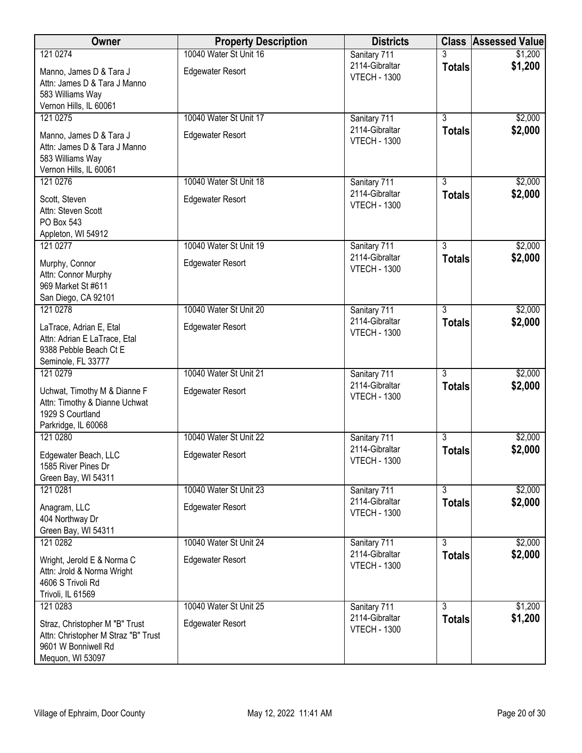| Owner | Property Description | Districts | Class | Assessed Value |
|---|---|---|---|---|
| 121 0274<br>Manno, James D & Tara J<br>Attn: James D & Tara J Manno<br>583 Williams Way<br>Vernon Hills, IL 60061 | 10040 Water St Unit 16<br>Edgewater Resort | Sanitary 711<br>2114-Gibraltar<br>VTECH - 1300 | 3<br>**Totals** | $1,200<br>**$1,200** |
| 121 0275<br>Manno, James D & Tara J<br>Attn: James D & Tara J Manno<br>583 Williams Way<br>Vernon Hills, IL 60061 | 10040 Water St Unit 17<br>Edgewater Resort | Sanitary 711<br>2114-Gibraltar<br>VTECH - 1300 | 3<br>**Totals** | $2,000<br>**$2,000** |
| 121 0276<br>Scott, Steven<br>Attn: Steven Scott<br>PO Box 543<br>Appleton, WI 54912 | 10040 Water St Unit 18<br>Edgewater Resort | Sanitary 711<br>2114-Gibraltar<br>VTECH - 1300 | 3<br>**Totals** | $2,000<br>**$2,000** |
| 121 0277<br>Murphy, Connor<br>Attn: Connor Murphy<br>969 Market St #611<br>San Diego, CA 92101 | 10040 Water St Unit 19<br>Edgewater Resort | Sanitary 711<br>2114-Gibraltar<br>VTECH - 1300 | 3<br>**Totals** | $2,000<br>**$2,000** |
| 121 0278<br>LaTrace, Adrian E, Etal<br>Attn: Adrian E LaTrace, Etal<br>9388 Pebble Beach Ct E<br>Seminole, FL 33777 | 10040 Water St Unit 20<br>Edgewater Resort | Sanitary 711<br>2114-Gibraltar<br>VTECH - 1300 | 3<br>**Totals** | $2,000<br>**$2,000** |
| 121 0279<br>Uchwat, Timothy M & Dianne F<br>Attn: Timothy & Dianne Uchwat<br>1929 S Courtland<br>Parkridge, IL 60068 | 10040 Water St Unit 21<br>Edgewater Resort | Sanitary 711<br>2114-Gibraltar<br>VTECH - 1300 | 3<br>**Totals** | $2,000<br>**$2,000** |
| 121 0280<br>Edgewater Beach, LLC<br>1585 River Pines Dr<br>Green Bay, WI 54311 | 10040 Water St Unit 22<br>Edgewater Resort | Sanitary 711<br>2114-Gibraltar<br>VTECH - 1300 | 3<br>**Totals** | $2,000<br>**$2,000** |
| 121 0281<br>Anagram, LLC<br>404 Northway Dr<br>Green Bay, WI 54311 | 10040 Water St Unit 23<br>Edgewater Resort | Sanitary 711<br>2114-Gibraltar<br>VTECH - 1300 | 3<br>**Totals** | $2,000<br>**$2,000** |
| 121 0282<br>Wright, Jerold E & Norma C<br>Attn: Jrold & Norma Wright<br>4606 S Trivoli Rd<br>Trivoli, IL 61569 | 10040 Water St Unit 24<br>Edgewater Resort | Sanitary 711<br>2114-Gibraltar<br>VTECH - 1300 | 3<br>**Totals** | $2,000<br>**$2,000** |
| 121 0283<br>Straz, Christopher M "B" Trust<br>Attn: Christopher M Straz "B" Trust<br>9601 W Bonniwell Rd<br>Mequon, WI 53097 | 10040 Water St Unit 25<br>Edgewater Resort | Sanitary 711<br>2114-Gibraltar<br>VTECH - 1300 | 3<br>**Totals** | $1,200<br>**$1,200** |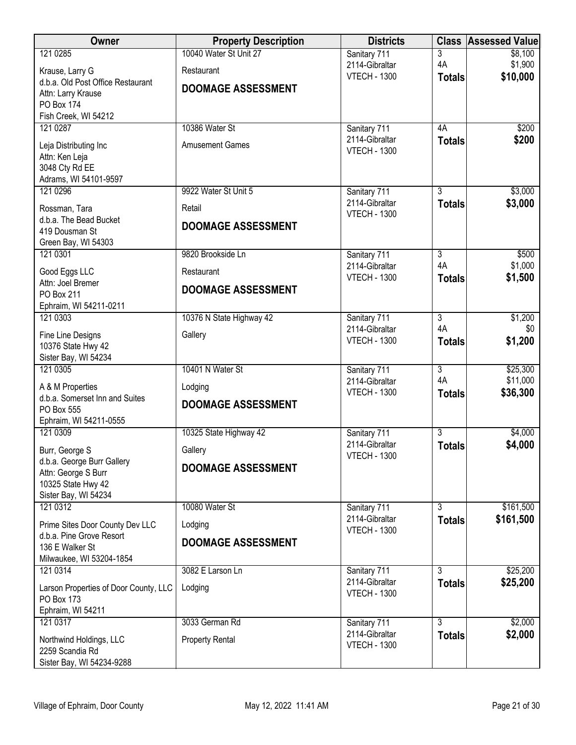| Owner | Property Description | Districts | Class | Assessed Value |
|---|---|---|---|---|
| 121 0285<br>Krause, Larry G<br>d.b.a. Old Post Office Restaurant<br>Attn: Larry Krause<br>PO Box 174<br>Fish Creek, WI 54212 | 10040 Water St Unit 27<br>Restaurant<br>**DOOMAGE ASSESSMENT** | Sanitary 711<br>2114-Gibraltar<br>VTECH - 1300 | 3<br>4A<br>**Totals** | $8,100<br>$1,900<br>**$10,000** |
| 121 0287<br>Leja Distributing Inc<br>Attn: Ken Leja<br>3048 Cty Rd EE<br>Adrams, WI 54101-9597 | 10386 Water St<br>Amusement Games | Sanitary 711<br>2114-Gibraltar<br>VTECH - 1300 | 4A<br>**Totals** | $200<br>**$200** |
| 121 0296<br>Rossman, Tara<br>d.b.a. The Bead Bucket<br>419 Dousman St<br>Green Bay, WI 54303 | 9922 Water St Unit 5<br>Retail<br>**DOOMAGE ASSESSMENT** | Sanitary 711<br>2114-Gibraltar<br>VTECH - 1300 | 3<br>**Totals** | $3,000<br>**$3,000** |
| 121 0301<br>Good Eggs LLC<br>Attn: Joel Bremer<br>PO Box 211<br>Ephraim, WI 54211-0211 | 9820 Brookside Ln<br>Restaurant<br>**DOOMAGE ASSESSMENT** | Sanitary 711<br>2114-Gibraltar<br>VTECH - 1300 | 3<br>4A<br>**Totals** | $500<br>$1,000<br>**$1,500** |
| 121 0303<br>Fine Line Designs<br>10376 State Hwy 42<br>Sister Bay, WI 54234 | 10376 N State Highway 42<br>Gallery | Sanitary 711<br>2114-Gibraltar<br>VTECH - 1300 | 3<br>4A<br>**Totals** | $1,200<br>$0<br>**$1,200** |
| 121 0305<br>A & M Properties<br>d.b.a. Somerset Inn and Suites<br>PO Box 555<br>Ephraim, WI 54211-0555 | 10401 N Water St<br>Lodging<br>**DOOMAGE ASSESSMENT** | Sanitary 711<br>2114-Gibraltar<br>VTECH - 1300 | 3<br>4A<br>**Totals** | $25,300<br>$11,000<br>**$36,300** |
| 121 0309<br>Burr, George S<br>d.b.a. George Burr Gallery<br>Attn: George S Burr<br>10325 State Hwy 42<br>Sister Bay, WI 54234 | 10325 State Highway 42<br>Gallery<br>**DOOMAGE ASSESSMENT** | Sanitary 711<br>2114-Gibraltar<br>VTECH - 1300 | 3<br>**Totals** | $4,000<br>**$4,000** |
| 121 0312<br>Prime Sites Door County Dev LLC<br>d.b.a. Pine Grove Resort<br>136 E Walker St<br>Milwaukee, WI 53204-1854 | 10080 Water St<br>Lodging<br>**DOOMAGE ASSESSMENT** | Sanitary 711<br>2114-Gibraltar<br>VTECH - 1300 | 3<br>**Totals** | $161,500<br>**$161,500** |
| 121 0314<br>Larson Properties of Door County, LLC<br>PO Box 173<br>Ephraim, WI 54211 | 3082 E Larson Ln<br>Lodging | Sanitary 711<br>2114-Gibraltar<br>VTECH - 1300 | 3<br>**Totals** | $25,200<br>**$25,200** |
| 121 0317<br>Northwind Holdings, LLC<br>2259 Scandia Rd<br>Sister Bay, WI 54234-9288 | 3033 German Rd<br>Property Rental | Sanitary 711<br>2114-Gibraltar<br>VTECH - 1300 | 3<br>**Totals** | $2,000<br>**$2,000** |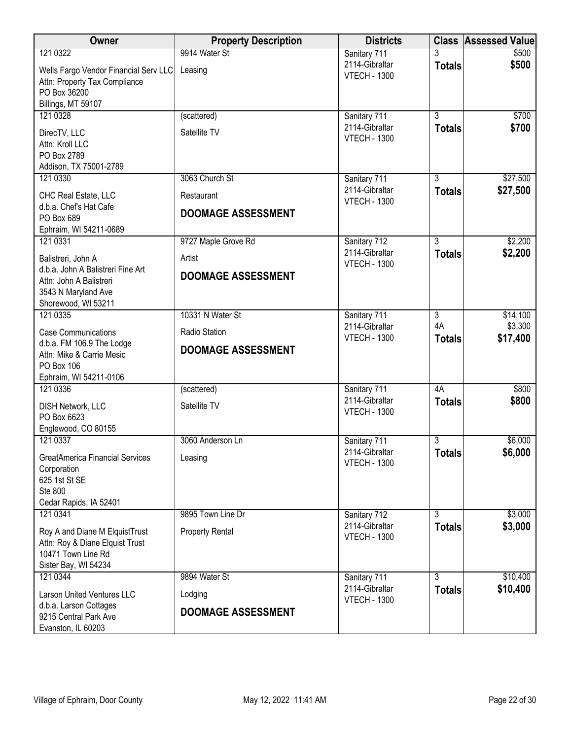| Owner | Property Description | Districts | Class | Assessed Value |
|---|---|---|---|---|
| 121 0322<br>Wells Fargo Vendor Financial Serv LLC<br>Attn: Property Tax Compliance<br>PO Box 36200<br>Billings, MT 59107 | 9914 Water St<br>Leasing | Sanitary 711<br>2114-Gibraltar<br>VTECH - 1300 | 3<br>**Totals** | $500<br>**$500** |
| 121 0328<br>DirecTV, LLC<br>Attn: Kroll LLC<br>PO Box 2789<br>Addison, TX 75001-2789 | (scattered)<br>Satellite TV | Sanitary 711<br>2114-Gibraltar<br>VTECH - 1300 | 3<br>**Totals** | $700<br>**$700** |
| 121 0330<br>CHC Real Estate, LLC<br>d.b.a. Chef's Hat Cafe<br>PO Box 689<br>Ephraim, WI 54211-0689 | 3063 Church St<br>Restaurant<br>**DOOMAGE ASSESSMENT** | Sanitary 711<br>2114-Gibraltar<br>VTECH - 1300 | 3<br>**Totals** | $27,500<br>**$27,500** |
| 121 0331<br>Balistreri, John A<br>d.b.a. John A Balistreri Fine Art<br>Attn: John A Balistreri<br>3543 N Maryland Ave<br>Shorewood, WI 53211 | 9727 Maple Grove Rd<br>Artist<br>**DOOMAGE ASSESSMENT** | Sanitary 712<br>2114-Gibraltar<br>VTECH - 1300 | 3<br>**Totals** | $2,200<br>**$2,200** |
| 121 0335<br>Case Communications<br>d.b.a. FM 106.9 The Lodge<br>Attn: Mike & Carrie Mesic<br>PO Box 106<br>Ephraim, WI 54211-0106 | 10331 N Water St<br>Radio Station<br>**DOOMAGE ASSESSMENT** | Sanitary 711<br>2114-Gibraltar<br>VTECH - 1300 | 3<br>4A<br>**Totals** | $14,100<br>$3,300<br>**$17,400** |
| 121 0336<br>DISH Network, LLC<br>PO Box 6623<br>Englewood, CO 80155 | (scattered)<br>Satellite TV | Sanitary 711<br>2114-Gibraltar<br>VTECH - 1300 | 4A<br>**Totals** | $800<br>**$800** |
| 121 0337<br>GreatAmerica Financial Services Corporation<br>625 1st St SE<br>Ste 800<br>Cedar Rapids, IA 52401 | 3060 Anderson Ln<br>Leasing | Sanitary 711<br>2114-Gibraltar<br>VTECH - 1300 | 3<br>**Totals** | $6,000<br>**$6,000** |
| 121 0341<br>Roy A and Diane M ElquistTrust<br>Attn: Roy & Diane Elquist Trust<br>10471 Town Line Rd<br>Sister Bay, WI 54234 | 9895 Town Line Dr<br>Property Rental | Sanitary 712<br>2114-Gibraltar<br>VTECH - 1300 | 3<br>**Totals** | $3,000<br>**$3,000** |
| 121 0344<br>Larson United Ventures LLC<br>d.b.a. Larson Cottages<br>9215 Central Park Ave<br>Evanston, IL 60203 | 9894 Water St<br>Lodging<br>**DOOMAGE ASSESSMENT** | Sanitary 711<br>2114-Gibraltar<br>VTECH - 1300 | 3<br>**Totals** | $10,400<br>**$10,400** |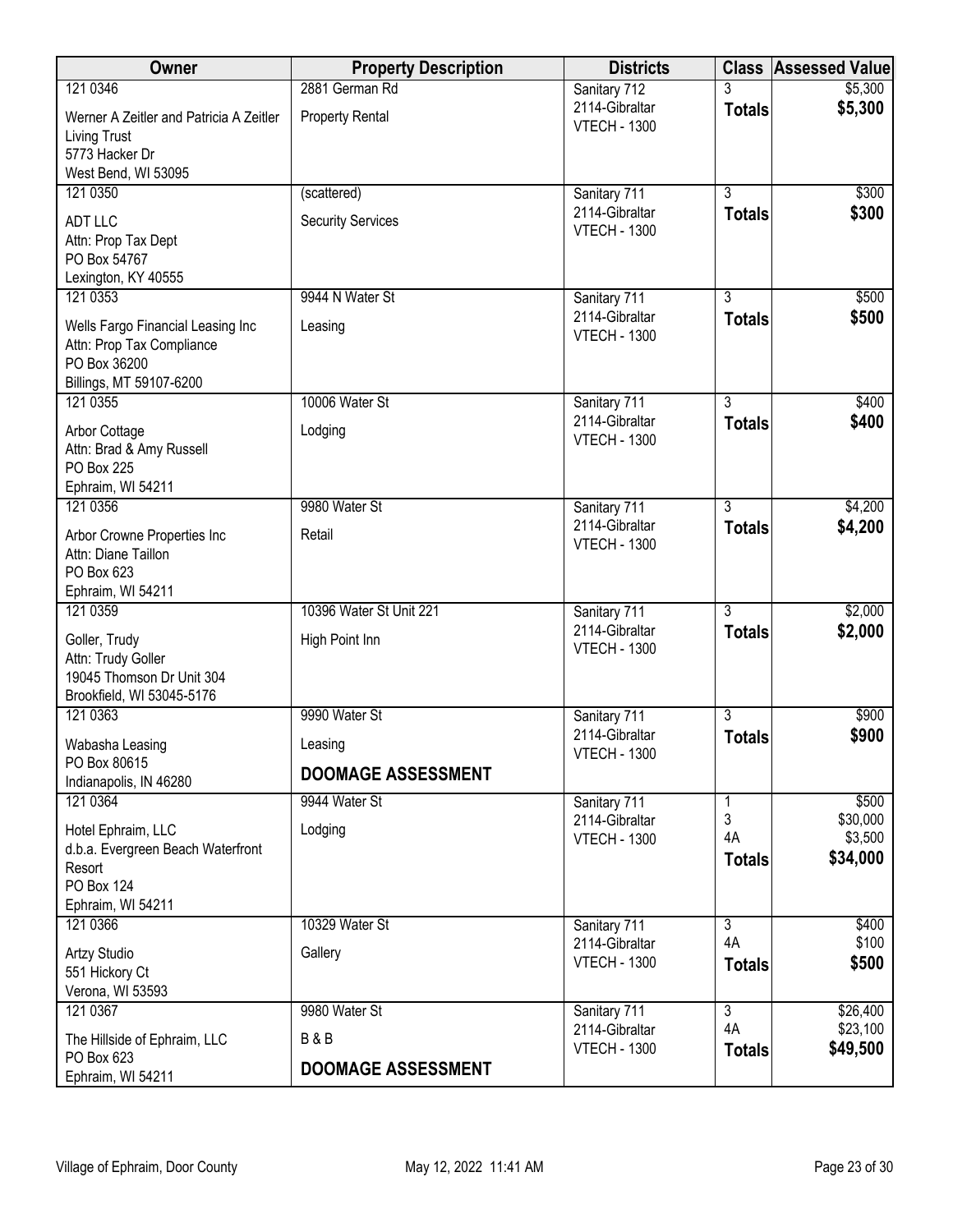| Owner | Property Description | Districts | Class | Assessed Value |
|---|---|---|---|---|
| 121 0346<br>Werner A Zeitler and Patricia A Zeitler Living Trust<br>5773 Hacker Dr<br>West Bend, WI 53095 | 2881 German Rd<br>Property Rental | Sanitary 712<br>2114-Gibraltar<br>VTECH - 1300 | 3<br>**Totals** | $5,300<br>**$5,300** |
| 121 0350<br>ADT LLC<br>Attn: Prop Tax Dept<br>PO Box 54767<br>Lexington, KY 40555 | (scattered)<br>Security Services | Sanitary 711<br>2114-Gibraltar<br>VTECH - 1300 | 3<br>**Totals** | $300<br>**$300** |
| 121 0353<br>Wells Fargo Financial Leasing Inc<br>Attn: Prop Tax Compliance<br>PO Box 36200<br>Billings, MT 59107-6200 | 9944 N Water St<br>Leasing | Sanitary 711<br>2114-Gibraltar<br>VTECH - 1300 | 3<br>**Totals** | $500<br>**$500** |
| 121 0355<br>Arbor Cottage<br>Attn: Brad & Amy Russell<br>PO Box 225<br>Ephraim, WI 54211 | 10006 Water St<br>Lodging | Sanitary 711<br>2114-Gibraltar<br>VTECH - 1300 | 3<br>**Totals** | $400<br>**$400** |
| 121 0356<br>Arbor Crowne Properties Inc<br>Attn: Diane Taillon<br>PO Box 623<br>Ephraim, WI 54211 | 9980 Water St<br>Retail | Sanitary 711<br>2114-Gibraltar<br>VTECH - 1300 | 3<br>**Totals** | $4,200<br>**$4,200** |
| 121 0359<br>Goller, Trudy<br>Attn: Trudy Goller<br>19045 Thomson Dr Unit 304<br>Brookfield, WI 53045-5176 | 10396 Water St Unit 221<br>High Point Inn | Sanitary 711<br>2114-Gibraltar<br>VTECH - 1300 | 3<br>**Totals** | $2,000<br>**$2,000** |
| 121 0363<br>Wabasha Leasing<br>PO Box 80615<br>Indianapolis, IN 46280 | 9990 Water St<br>Leasing<br>**DOOMAGE ASSESSMENT** | Sanitary 711<br>2114-Gibraltar<br>VTECH - 1300 | 3<br>**Totals** | $900<br>**$900** |
| 121 0364<br>Hotel Ephraim, LLC<br>d.b.a. Evergreen Beach Waterfront Resort<br>PO Box 124<br>Ephraim, WI 54211 | 9944 Water St<br>Lodging | Sanitary 711<br>2114-Gibraltar<br>VTECH - 1300 | 1<br>3<br>4A<br>**Totals** | $500<br>$30,000<br>$3,500<br>**$34,000** |
| 121 0366<br>Artzy Studio<br>551 Hickory Ct<br>Verona, WI 53593 | 10329 Water St<br>Gallery | Sanitary 711<br>2114-Gibraltar<br>VTECH - 1300 | 3<br>4A<br>**Totals** | $400<br>$100<br>**$500** |
| 121 0367<br>The Hillside of Ephraim, LLC<br>PO Box 623<br>Ephraim, WI 54211 | 9980 Water St<br>B & B<br>**DOOMAGE ASSESSMENT** | Sanitary 711<br>2114-Gibraltar<br>VTECH - 1300 | 3<br>4A<br>**Totals** | $26,400<br>$23,100<br>**$49,500** |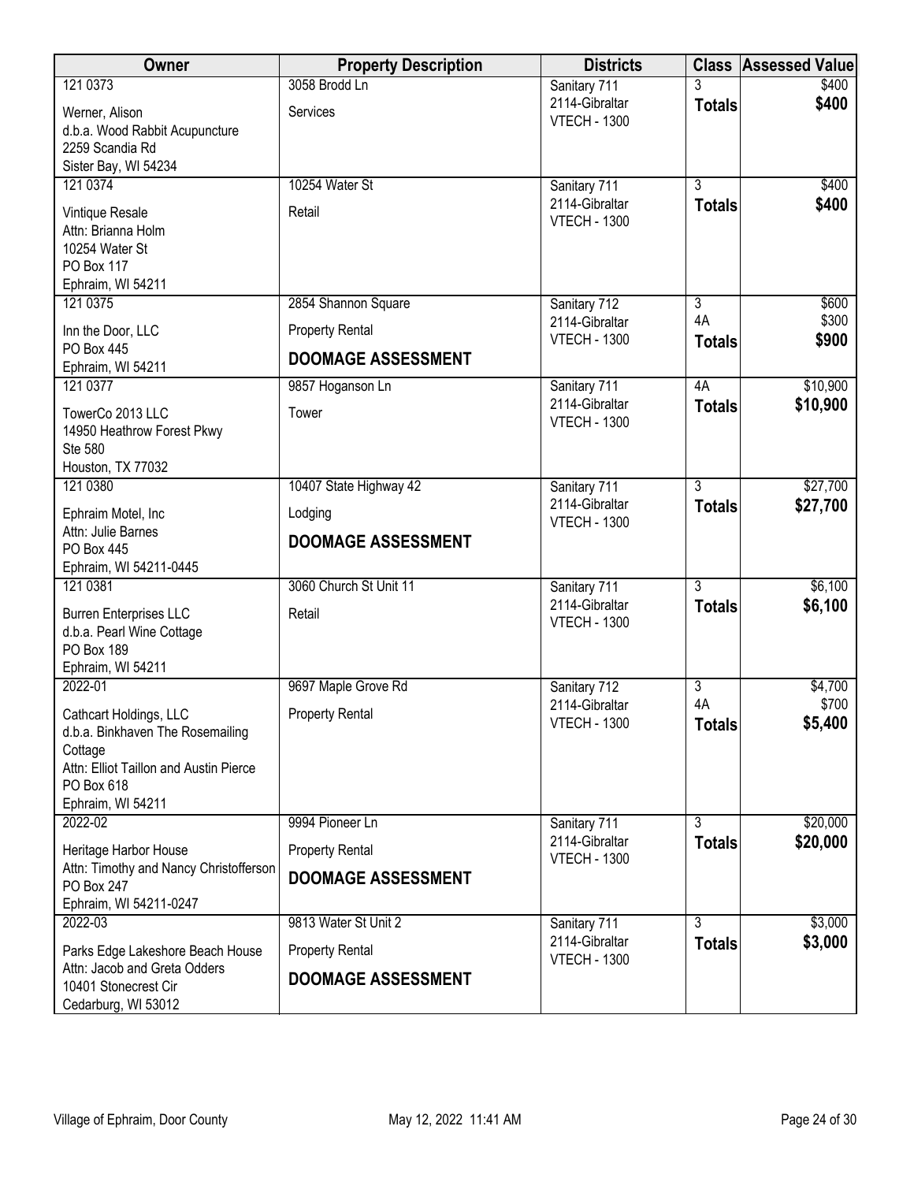| Owner | Property Description | Districts | Class | Assessed Value |
|---|---|---|---|---|
| 121 0373<br>Werner, Alison<br>d.b.a. Wood Rabbit Acupuncture<br>2259 Scandia Rd<br>Sister Bay, WI 54234 | 3058 Brodd Ln<br>Services | Sanitary 711<br>2114-Gibraltar<br>VTECH - 1300 | 3<br>**Totals** | $400<br>**$400** |
| 121 0374<br>Vintique Resale<br>Attn: Brianna Holm<br>10254 Water St<br>PO Box 117<br>Ephraim, WI 54211 | 10254 Water St<br>Retail | Sanitary 711<br>2114-Gibraltar<br>VTECH - 1300 | 3<br>**Totals** | $400<br>**$400** |
| 121 0375<br>Inn the Door, LLC<br>PO Box 445<br>Ephraim, WI 54211 | 2854 Shannon Square<br>Property Rental<br>**DOOMAGE ASSESSMENT** | Sanitary 712<br>2114-Gibraltar<br>VTECH - 1300 | 3<br>4A<br>**Totals** | $600<br>$300<br>**$900** |
| 121 0377<br>TowerCo 2013 LLC<br>14950 Heathrow Forest Pkwy<br>Ste 580<br>Houston, TX 77032 | 9857 Hoganson Ln<br>Tower | Sanitary 711<br>2114-Gibraltar<br>VTECH - 1300 | 4A<br>**Totals** | $10,900<br>**$10,900** |
| 121 0380<br>Ephraim Motel, Inc<br>Attn: Julie Barnes<br>PO Box 445<br>Ephraim, WI 54211-0445 | 10407 State Highway 42<br>Lodging<br>**DOOMAGE ASSESSMENT** | Sanitary 711<br>2114-Gibraltar<br>VTECH - 1300 | 3<br>**Totals** | $27,700<br>**$27,700** |
| 121 0381<br>Burren Enterprises LLC<br>d.b.a. Pearl Wine Cottage<br>PO Box 189<br>Ephraim, WI 54211 | 3060 Church St Unit 11<br>Retail | Sanitary 711<br>2114-Gibraltar<br>VTECH - 1300 | 3<br>**Totals** | $6,100<br>**$6,100** |
| 2022-01<br>Cathcart Holdings, LLC<br>d.b.a. Binkhaven The Rosemailing Cottage<br>Attn: Elliot Taillon and Austin Pierce<br>PO Box 618<br>Ephraim, WI 54211 | 9697 Maple Grove Rd<br>Property Rental | Sanitary 712<br>2114-Gibraltar<br>VTECH - 1300 | 3<br>4A<br>**Totals** | $4,700<br>$700<br>**$5,400** |
| 2022-02<br>Heritage Harbor House<br>Attn: Timothy and Nancy Christofferson<br>PO Box 247<br>Ephraim, WI 54211-0247 | 9994 Pioneer Ln<br>Property Rental<br>**DOOMAGE ASSESSMENT** | Sanitary 711<br>2114-Gibraltar<br>VTECH - 1300 | 3<br>**Totals** | $20,000<br>**$20,000** |
| 2022-03<br>Parks Edge Lakeshore Beach House<br>Attn: Jacob and Greta Odders<br>10401 Stonecrest Cir<br>Cedarburg, WI 53012 | 9813 Water St Unit 2<br>Property Rental<br>**DOOMAGE ASSESSMENT** | Sanitary 711<br>2114-Gibraltar<br>VTECH - 1300 | 3<br>**Totals** | $3,000<br>**$3,000** |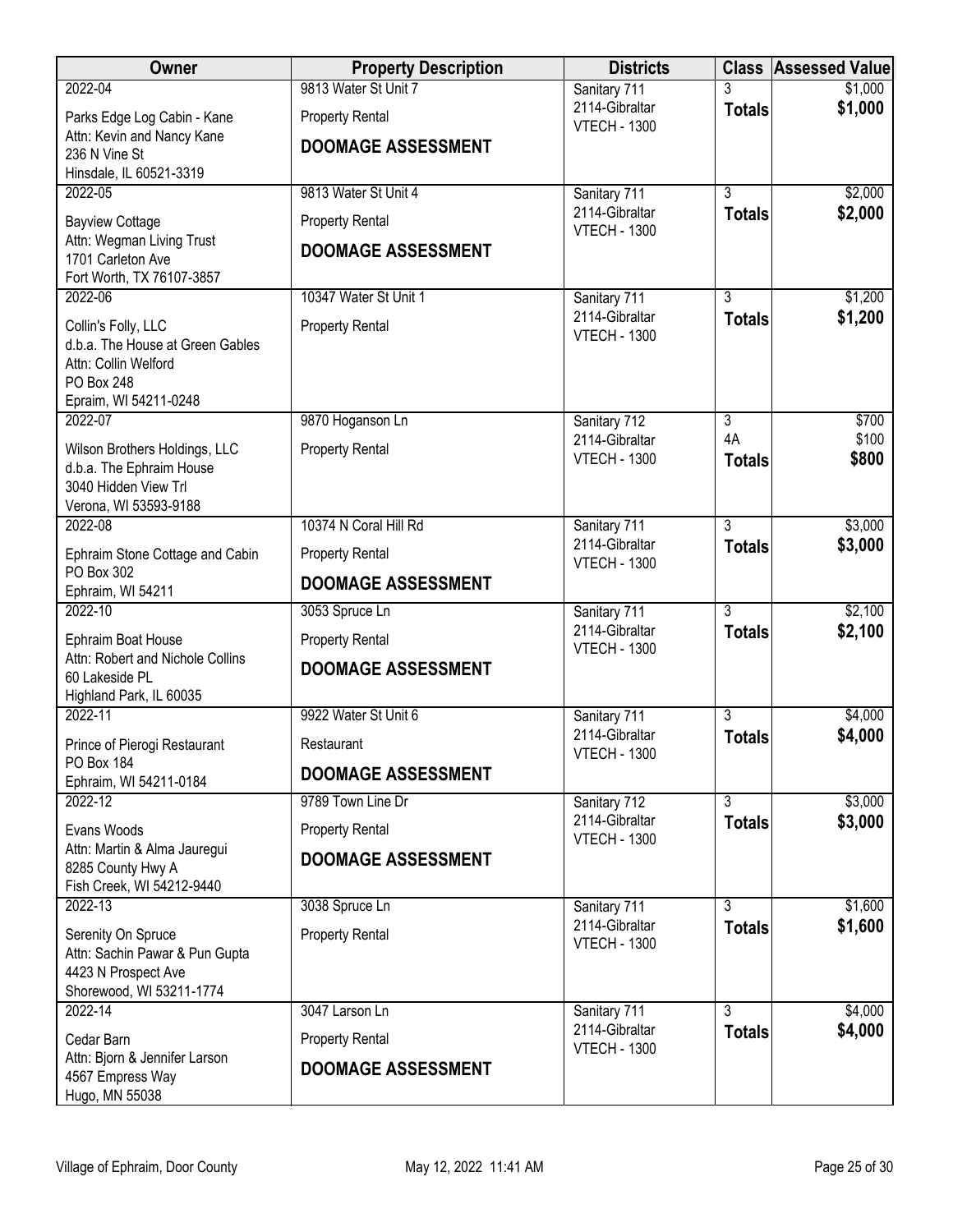| Owner | Property Description | Districts | Class | Assessed Value |
| --- | --- | --- | --- | --- |
| 2022-04<br>Parks Edge Log Cabin - Kane<br>Attn: Kevin and Nancy Kane<br>236 N Vine St<br>Hinsdale, IL 60521-3319 | 9813 Water St Unit 7<br>Property Rental<br>**DOOMAGE ASSESSMENT** | Sanitary 711<br>2114-Gibraltar<br>VTECH - 1300 | 3<br>**Totals** | $1,000<br>**$1,000** |
| 2022-05<br>Bayview Cottage<br>Attn: Wegman Living Trust<br>1701 Carleton Ave<br>Fort Worth, TX 76107-3857 | 9813 Water St Unit 4<br>Property Rental<br>**DOOMAGE ASSESSMENT** | Sanitary 711<br>2114-Gibraltar<br>VTECH - 1300 | 3<br>**Totals** | $2,000<br>**$2,000** |
| 2022-06<br>Collin's Folly, LLC<br>d.b.a. The House at Green Gables<br>Attn: Collin Welford<br>PO Box 248<br>Epraim, WI 54211-0248 | 10347 Water St Unit 1<br>Property Rental | Sanitary 711<br>2114-Gibraltar<br>VTECH - 1300 | 3<br>**Totals** | $1,200<br>**$1,200** |
| 2022-07<br>Wilson Brothers Holdings, LLC<br>d.b.a. The Ephraim House<br>3040 Hidden View Trl<br>Verona, WI 53593-9188 | 9870 Hoganson Ln<br>Property Rental | Sanitary 712<br>2114-Gibraltar<br>VTECH - 1300 | 3<br>4A<br>**Totals** | $700<br>$100<br>**$800** |
| 2022-08<br>Ephraim Stone Cottage and Cabin<br>PO Box 302<br>Ephraim, WI 54211 | 10374 N Coral Hill Rd<br>Property Rental<br>**DOOMAGE ASSESSMENT** | Sanitary 711<br>2114-Gibraltar<br>VTECH - 1300 | 3<br>**Totals** | $3,000<br>**$3,000** |
| 2022-10<br>Ephraim Boat House<br>Attn: Robert and Nichole Collins<br>60 Lakeside PL<br>Highland Park, IL 60035 | 3053 Spruce Ln<br>Property Rental<br>**DOOMAGE ASSESSMENT** | Sanitary 711<br>2114-Gibraltar<br>VTECH - 1300 | 3<br>**Totals** | $2,100<br>**$2,100** |
| 2022-11<br>Prince of Pierogi Restaurant<br>PO Box 184<br>Ephraim, WI 54211-0184 | 9922 Water St Unit 6<br>Restaurant<br>**DOOMAGE ASSESSMENT** | Sanitary 711<br>2114-Gibraltar<br>VTECH - 1300 | 3<br>**Totals** | $4,000<br>**$4,000** |
| 2022-12<br>Evans Woods<br>Attn: Martin & Alma Jauregui<br>8285 County Hwy A<br>Fish Creek, WI 54212-9440 | 9789 Town Line Dr<br>Property Rental<br>**DOOMAGE ASSESSMENT** | Sanitary 712<br>2114-Gibraltar<br>VTECH - 1300 | 3<br>**Totals** | $3,000<br>**$3,000** |
| 2022-13<br>Serenity On Spruce<br>Attn: Sachin Pawar & Pun Gupta<br>4423 N Prospect Ave<br>Shorewood, WI 53211-1774 | 3038 Spruce Ln<br>Property Rental | Sanitary 711<br>2114-Gibraltar<br>VTECH - 1300 | 3<br>**Totals** | $1,600<br>**$1,600** |
| 2022-14<br>Cedar Barn<br>Attn: Bjorn & Jennifer Larson<br>4567 Empress Way<br>Hugo, MN 55038 | 3047 Larson Ln<br>Property Rental<br>**DOOMAGE ASSESSMENT** | Sanitary 711<br>2114-Gibraltar<br>VTECH - 1300 | 3<br>**Totals** | $4,000<br>**$4,000** |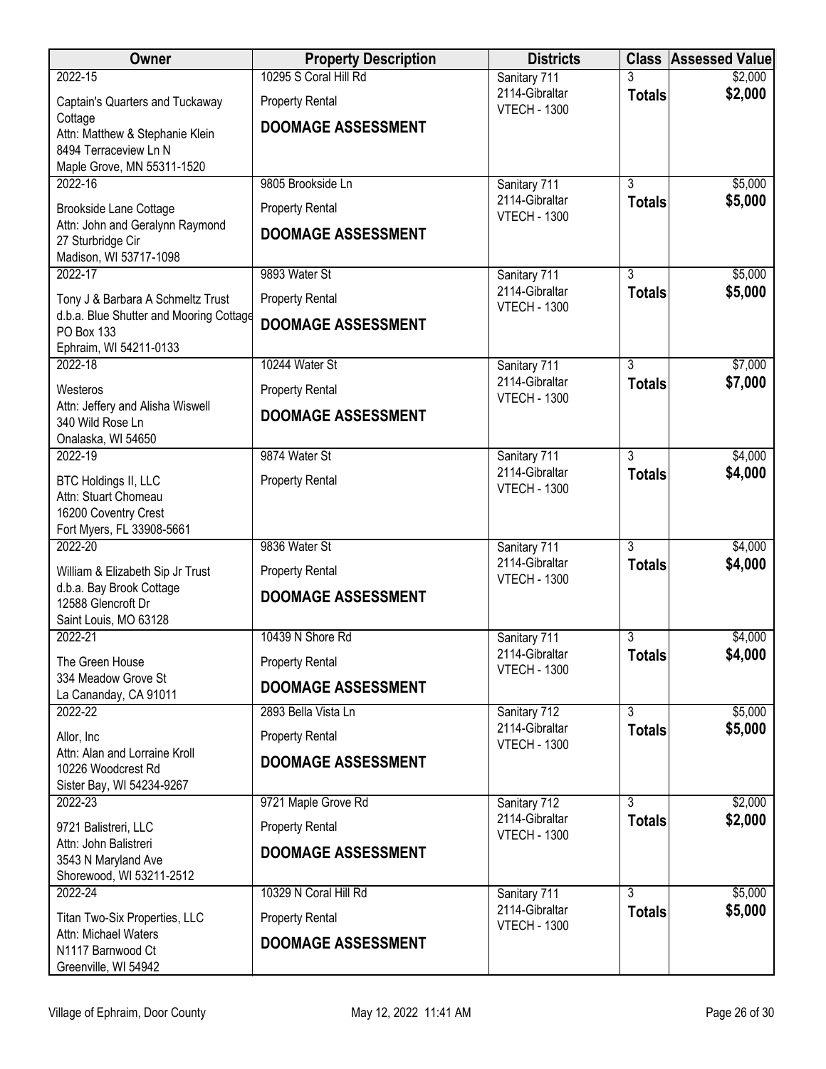| Owner | Property Description | Districts | Class | Assessed Value |
|---|---|---|---|---|
| 2022-15<br>Captain's Quarters and Tuckaway Cottage<br>Attn: Matthew & Stephanie Klein<br>8494 Terraceview Ln N<br>Maple Grove, MN 55311-1520 | 10295 S Coral Hill Rd<br>Property Rental<br>**DOOMAGE ASSESSMENT** | Sanitary 711<br>2114-Gibraltar<br>VTECH - 1300 | 3<br>**Totals** | $2,000<br>**$2,000** |
| 2022-16<br>Brookside Lane Cottage<br>Attn: John and Geralynn Raymond<br>27 Sturbridge Cir<br>Madison, WI 53717-1098 | 9805 Brookside Ln<br>Property Rental<br>**DOOMAGE ASSESSMENT** | Sanitary 711<br>2114-Gibraltar<br>VTECH - 1300 | 3<br>**Totals** | $5,000<br>**$5,000** |
| 2022-17<br>Tony J & Barbara A Schmeltz Trust<br>d.b.a. Blue Shutter and Mooring Cottage<br>PO Box 133<br>Ephraim, WI 54211-0133 | 9893 Water St<br>Property Rental<br>**DOOMAGE ASSESSMENT** | Sanitary 711<br>2114-Gibraltar<br>VTECH - 1300 | 3<br>**Totals** | $5,000<br>**$5,000** |
| 2022-18<br>Westeros<br>Attn: Jeffery and Alisha Wiswell<br>340 Wild Rose Ln<br>Onalaska, WI 54650 | 10244 Water St<br>Property Rental<br>**DOOMAGE ASSESSMENT** | Sanitary 711<br>2114-Gibraltar<br>VTECH - 1300 | 3<br>**Totals** | $7,000<br>**$7,000** |
| 2022-19<br>BTC Holdings II, LLC<br>Attn: Stuart Chomeau<br>16200 Coventry Crest<br>Fort Myers, FL 33908-5661 | 9874 Water St<br>Property Rental | Sanitary 711<br>2114-Gibraltar<br>VTECH - 1300 | 3<br>**Totals** | $4,000<br>**$4,000** |
| 2022-20<br>William & Elizabeth Sip Jr Trust<br>d.b.a. Bay Brook Cottage<br>12588 Glencroft Dr<br>Saint Louis, MO 63128 | 9836 Water St<br>Property Rental<br>**DOOMAGE ASSESSMENT** | Sanitary 711<br>2114-Gibraltar<br>VTECH - 1300 | 3<br>**Totals** | $4,000<br>**$4,000** |
| 2022-21<br>The Green House<br>334 Meadow Grove St<br>La Cananday, CA 91011 | 10439 N Shore Rd<br>Property Rental<br>**DOOMAGE ASSESSMENT** | Sanitary 711<br>2114-Gibraltar<br>VTECH - 1300 | 3<br>**Totals** | $4,000<br>**$4,000** |
| 2022-22<br>Allor, Inc<br>Attn: Alan and Lorraine Kroll<br>10226 Woodcrest Rd<br>Sister Bay, WI 54234-9267 | 2893 Bella Vista Ln<br>Property Rental<br>**DOOMAGE ASSESSMENT** | Sanitary 712<br>2114-Gibraltar<br>VTECH - 1300 | 3<br>**Totals** | $5,000<br>**$5,000** |
| 2022-23<br>9721 Balistreri, LLC<br>Attn: John Balistreri<br>3543 N Maryland Ave<br>Shorewood, WI 53211-2512 | 9721 Maple Grove Rd<br>Property Rental<br>**DOOMAGE ASSESSMENT** | Sanitary 712<br>2114-Gibraltar<br>VTECH - 1300 | 3<br>**Totals** | $2,000<br>**$2,000** |
| 2022-24<br>Titan Two-Six Properties, LLC<br>Attn: Michael Waters<br>N1117 Barnwood Ct<br>Greenville, WI 54942 | 10329 N Coral Hill Rd<br>Property Rental<br>**DOOMAGE ASSESSMENT** | Sanitary 711<br>2114-Gibraltar<br>VTECH - 1300 | 3<br>**Totals** | $5,000<br>**$5,000** |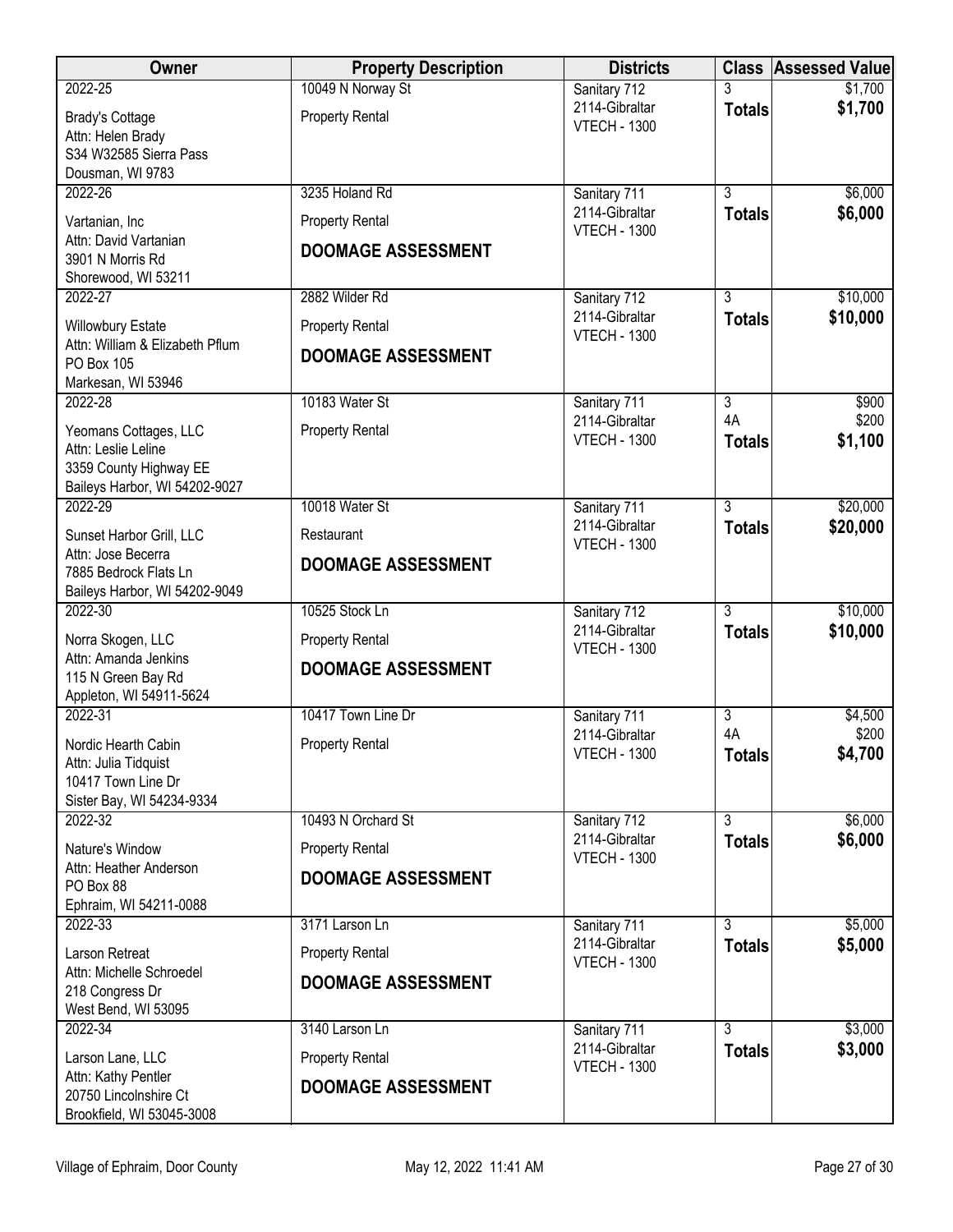| Owner | Property Description | Districts | Class | Assessed Value |
|---|---|---|---|---|
| 2022-25<br>Brady's Cottage<br>Attn: Helen Brady<br>S34 W32585 Sierra Pass<br>Dousman, WI 9783 | 10049 N Norway St<br>Property Rental | Sanitary 712<br>2114-Gibraltar<br>VTECH - 1300 | 3<br>**Totals** | $1,700<br>**$1,700** |
| 2022-26<br>Vartanian, Inc<br>Attn: David Vartanian<br>3901 N Morris Rd<br>Shorewood, WI 53211 | 3235 Holand Rd<br>Property Rental<br>**DOOMAGE ASSESSMENT** | Sanitary 711<br>2114-Gibraltar<br>VTECH - 1300 | 3<br>**Totals** | $6,000<br>**$6,000** |
| 2022-27<br>Willowbury Estate<br>Attn: William & Elizabeth Pflum<br>PO Box 105<br>Markesan, WI 53946 | 2882 Wilder Rd<br>Property Rental<br>**DOOMAGE ASSESSMENT** | Sanitary 712<br>2114-Gibraltar<br>VTECH - 1300 | 3<br>**Totals** | $10,000<br>**$10,000** |
| 2022-28<br>Yeomans Cottages, LLC<br>Attn: Leslie Leline<br>3359 County Highway EE<br>Baileys Harbor, WI 54202-9027 | 10183 Water St<br>Property Rental | Sanitary 711<br>2114-Gibraltar<br>VTECH - 1300 | 3<br>4A<br>**Totals** | $900<br>$200<br>**$1,100** |
| 2022-29<br>Sunset Harbor Grill, LLC<br>Attn: Jose Becerra<br>7885 Bedrock Flats Ln<br>Baileys Harbor, WI 54202-9049 | 10018 Water St<br>Restaurant<br>**DOOMAGE ASSESSMENT** | Sanitary 711<br>2114-Gibraltar<br>VTECH - 1300 | 3<br>**Totals** | $20,000<br>**$20,000** |
| 2022-30<br>Norra Skogen, LLC<br>Attn: Amanda Jenkins<br>115 N Green Bay Rd<br>Appleton, WI 54911-5624 | 10525 Stock Ln<br>Property Rental<br>**DOOMAGE ASSESSMENT** | Sanitary 712<br>2114-Gibraltar<br>VTECH - 1300 | 3<br>**Totals** | $10,000<br>**$10,000** |
| 2022-31<br>Nordic Hearth Cabin<br>Attn: Julia Tidquist<br>10417 Town Line Dr<br>Sister Bay, WI 54234-9334 | 10417 Town Line Dr<br>Property Rental | Sanitary 711<br>2114-Gibraltar<br>VTECH - 1300 | 3<br>4A<br>**Totals** | $4,500<br>$200<br>**$4,700** |
| 2022-32<br>Nature's Window<br>Attn: Heather Anderson<br>PO Box 88<br>Ephraim, WI 54211-0088 | 10493 N Orchard St<br>Property Rental<br>**DOOMAGE ASSESSMENT** | Sanitary 712<br>2114-Gibraltar<br>VTECH - 1300 | 3<br>**Totals** | $6,000<br>**$6,000** |
| 2022-33<br>Larson Retreat<br>Attn: Michelle Schroedel<br>218 Congress Dr<br>West Bend, WI 53095 | 3171 Larson Ln<br>Property Rental<br>**DOOMAGE ASSESSMENT** | Sanitary 711<br>2114-Gibraltar<br>VTECH - 1300 | 3<br>**Totals** | $5,000<br>**$5,000** |
| 2022-34<br>Larson Lane, LLC<br>Attn: Kathy Pentler<br>20750 Lincolnshire Ct<br>Brookfield, WI 53045-3008 | 3140 Larson Ln<br>Property Rental<br>**DOOMAGE ASSESSMENT** | Sanitary 711<br>2114-Gibraltar<br>VTECH - 1300 | 3<br>**Totals** | $3,000<br>**$3,000** |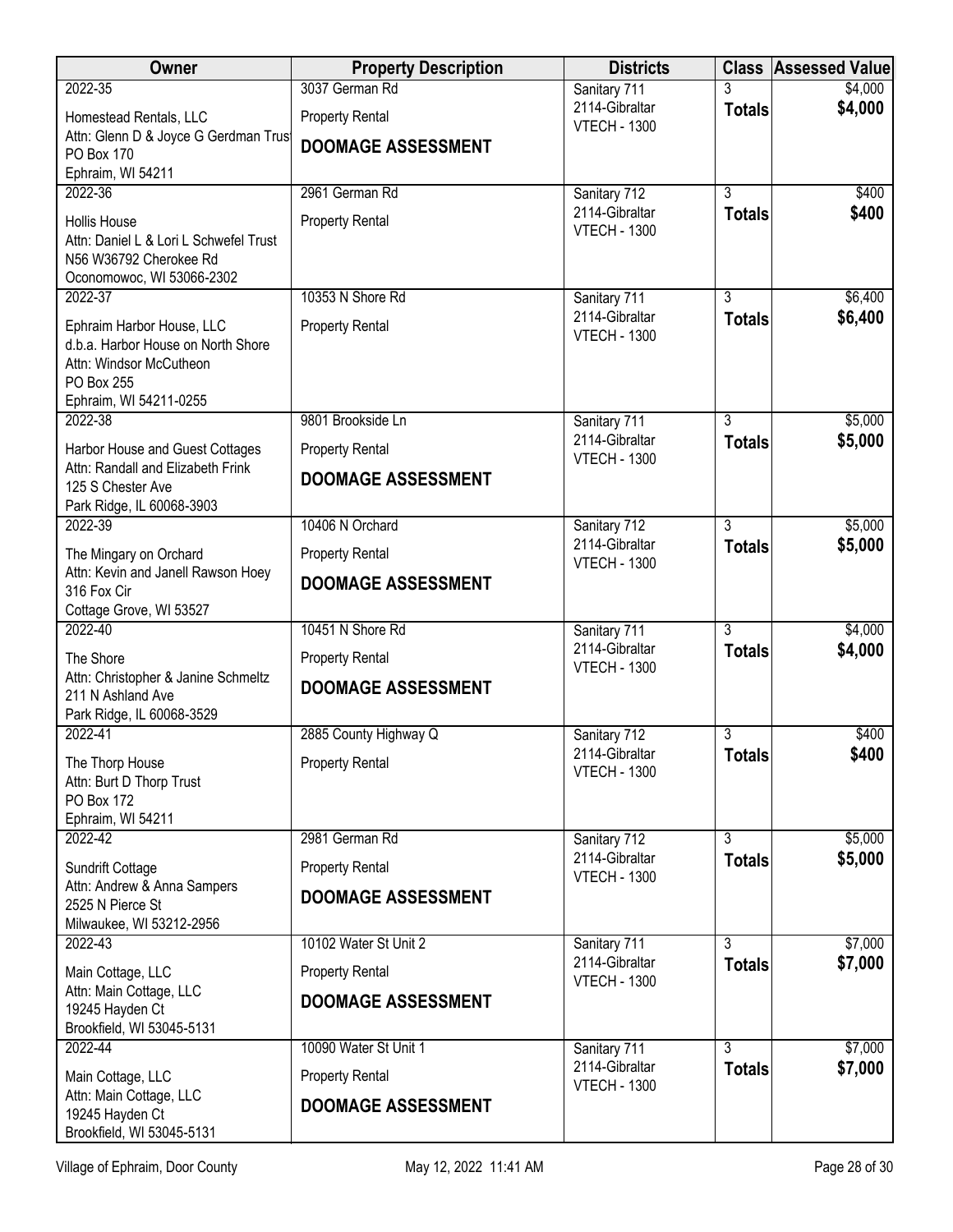| Owner | Property Description | Districts | Class | Assessed Value |
|---|---|---|---|---|
| 2022-35<br>Homestead Rentals, LLC<br>Attn: Glenn D & Joyce G Gerdman Trust<br>PO Box 170<br>Ephraim, WI 54211 | 3037 German Rd<br>Property Rental<br>**DOOMAGE ASSESSMENT** | Sanitary 711<br>2114-Gibraltar<br>VTECH - 1300 | 3<br>**Totals** | $4,000<br>**$4,000** |
| 2022-36<br>Hollis House<br>Attn: Daniel L & Lori L Schwefel Trust<br>N56 W36792 Cherokee Rd<br>Oconomowoc, WI 53066-2302 | 2961 German Rd<br>Property Rental | Sanitary 712<br>2114-Gibraltar<br>VTECH - 1300 | 3<br>**Totals** | $400<br>**$400** |
| 2022-37<br>Ephraim Harbor House, LLC<br>d.b.a. Harbor House on North Shore<br>Attn: Windsor McCutheon<br>PO Box 255<br>Ephraim, WI 54211-0255 | 10353 N Shore Rd<br>Property Rental | Sanitary 711<br>2114-Gibraltar<br>VTECH - 1300 | 3<br>**Totals** | $6,400<br>**$6,400** |
| 2022-38<br>Harbor House and Guest Cottages<br>Attn: Randall and Elizabeth Frink<br>125 S Chester Ave<br>Park Ridge, IL 60068-3903 | 9801 Brookside Ln<br>Property Rental<br>**DOOMAGE ASSESSMENT** | Sanitary 711<br>2114-Gibraltar<br>VTECH - 1300 | 3<br>**Totals** | $5,000<br>**$5,000** |
| 2022-39<br>The Mingary on Orchard<br>Attn: Kevin and Janell Rawson Hoey<br>316 Fox Cir<br>Cottage Grove, WI 53527 | 10406 N Orchard<br>Property Rental<br>**DOOMAGE ASSESSMENT** | Sanitary 712<br>2114-Gibraltar<br>VTECH - 1300 | 3<br>**Totals** | $5,000<br>**$5,000** |
| 2022-40<br>The Shore<br>Attn: Christopher & Janine Schmeltz<br>211 N Ashland Ave<br>Park Ridge, IL 60068-3529 | 10451 N Shore Rd<br>Property Rental<br>**DOOMAGE ASSESSMENT** | Sanitary 711<br>2114-Gibraltar<br>VTECH - 1300 | 3<br>**Totals** | $4,000<br>**$4,000** |
| 2022-41<br>The Thorp House<br>Attn: Burt D Thorp Trust<br>PO Box 172<br>Ephraim, WI 54211 | 2885 County Highway Q<br>Property Rental | Sanitary 712<br>2114-Gibraltar<br>VTECH - 1300 | 3<br>**Totals** | $400<br>**$400** |
| 2022-42<br>Sundrift Cottage<br>Attn: Andrew & Anna Sampers<br>2525 N Pierce St<br>Milwaukee, WI 53212-2956 | 2981 German Rd<br>Property Rental<br>**DOOMAGE ASSESSMENT** | Sanitary 712<br>2114-Gibraltar<br>VTECH - 1300 | 3<br>**Totals** | $5,000<br>**$5,000** |
| 2022-43<br>Main Cottage, LLC<br>Attn: Main Cottage, LLC<br>19245 Hayden Ct<br>Brookfield, WI 53045-5131 | 10102 Water St Unit 2<br>Property Rental<br>**DOOMAGE ASSESSMENT** | Sanitary 711<br>2114-Gibraltar<br>VTECH - 1300 | 3<br>**Totals** | $7,000<br>**$7,000** |
| 2022-44<br>Main Cottage, LLC<br>Attn: Main Cottage, LLC<br>19245 Hayden Ct<br>Brookfield, WI 53045-5131 | 10090 Water St Unit 1<br>Property Rental<br>**DOOMAGE ASSESSMENT** | Sanitary 711<br>2114-Gibraltar<br>VTECH - 1300 | 3<br>**Totals** | $7,000<br>**$7,000** |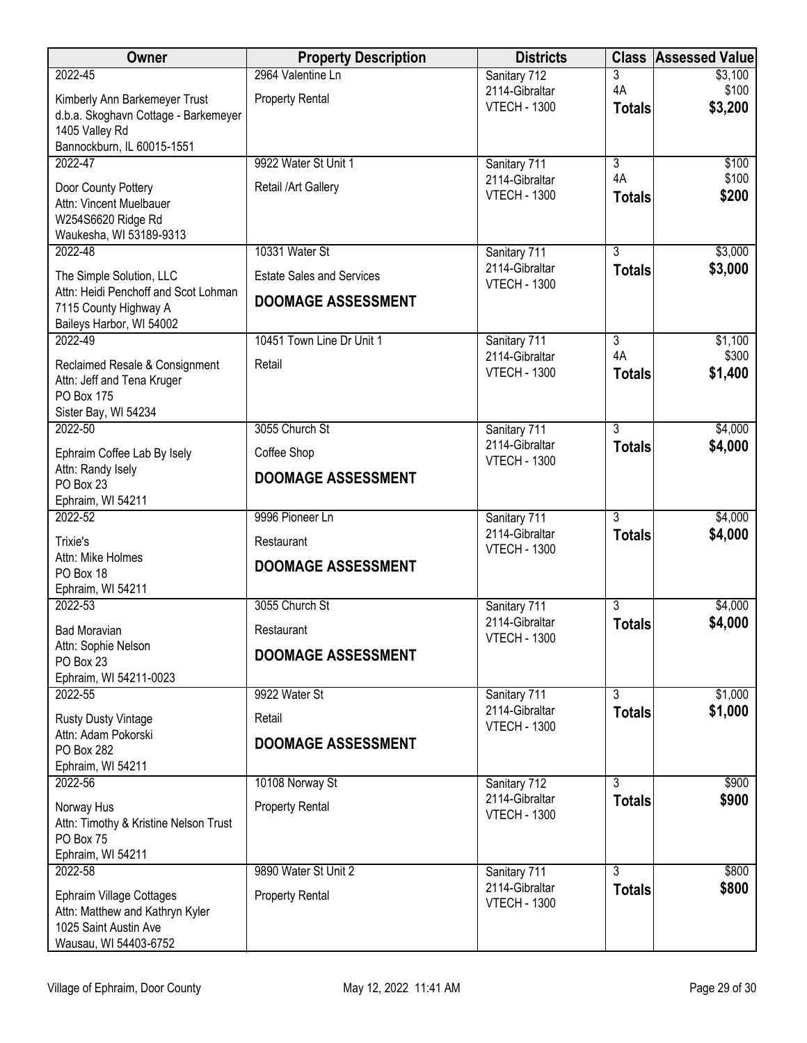| Owner | Property Description | Districts | Class | Assessed Value |
|---|---|---|---|---|
| 2022-45<br>Kimberly Ann Barkemeyer Trust<br>d.b.a. Skoghavn Cottage - Barkemeyer<br>1405 Valley Rd<br>Bannockburn, IL 60015-1551 | 2964 Valentine Ln<br>Property Rental | Sanitary 712<br>2114-Gibraltar<br>VTECH - 1300 | 3<br>4A<br>**Totals** | $3,100<br>$100<br>**$3,200** |
| 2022-47<br>Door County Pottery<br>Attn: Vincent Muelbauer<br>W254S6620 Ridge Rd<br>Waukesha, WI 53189-9313 | 9922 Water St Unit 1<br>Retail /Art Gallery | Sanitary 711<br>2114-Gibraltar<br>VTECH - 1300 | 3<br>4A<br>**Totals** | $100<br>$100<br>**$200** |
| 2022-48<br>The Simple Solution, LLC<br>Attn: Heidi Penchoff and Scot Lohman<br>7115 County Highway A<br>Baileys Harbor, WI 54002 | 10331 Water St<br>Estate Sales and Services<br>**DOOMAGE ASSESSMENT** | Sanitary 711<br>2114-Gibraltar<br>VTECH - 1300 | 3<br>**Totals** | $3,000<br>**$3,000** |
| 2022-49<br>Reclaimed Resale & Consignment<br>Attn: Jeff and Tena Kruger<br>PO Box 175<br>Sister Bay, WI 54234 | 10451 Town Line Dr Unit 1<br>Retail | Sanitary 711<br>2114-Gibraltar<br>VTECH - 1300 | 3<br>4A<br>**Totals** | $1,100<br>$300<br>**$1,400** |
| 2022-50<br>Ephraim Coffee Lab By Isely<br>Attn: Randy Isely<br>PO Box 23<br>Ephraim, WI 54211 | 3055 Church St<br>Coffee Shop<br>**DOOMAGE ASSESSMENT** | Sanitary 711<br>2114-Gibraltar<br>VTECH - 1300 | 3<br>**Totals** | $4,000<br>**$4,000** |
| 2022-52<br>Trixie's<br>Attn: Mike Holmes<br>PO Box 18<br>Ephraim, WI 54211 | 9996 Pioneer Ln<br>Restaurant<br>**DOOMAGE ASSESSMENT** | Sanitary 711<br>2114-Gibraltar<br>VTECH - 1300 | 3<br>**Totals** | $4,000<br>**$4,000** |
| 2022-53<br>Bad Moravian<br>Attn: Sophie Nelson<br>PO Box 23<br>Ephraim, WI 54211-0023 | 3055 Church St<br>Restaurant<br>**DOOMAGE ASSESSMENT** | Sanitary 711<br>2114-Gibraltar<br>VTECH - 1300 | 3<br>**Totals** | $4,000<br>**$4,000** |
| 2022-55<br>Rusty Dusty Vintage<br>Attn: Adam Pokorski<br>PO Box 282<br>Ephraim, WI 54211 | 9922 Water St<br>Retail<br>**DOOMAGE ASSESSMENT** | Sanitary 711<br>2114-Gibraltar<br>VTECH - 1300 | 3<br>**Totals** | $1,000<br>**$1,000** |
| 2022-56<br>Norway Hus<br>Attn: Timothy & Kristine Nelson Trust<br>PO Box 75<br>Ephraim, WI 54211 | 10108 Norway St<br>Property Rental | Sanitary 712<br>2114-Gibraltar<br>VTECH - 1300 | 3<br>**Totals** | $900<br>**$900** |
| 2022-58<br>Ephraim Village Cottages<br>Attn: Matthew and Kathryn Kyler<br>1025 Saint Austin Ave<br>Wausau, WI 54403-6752 | 9890 Water St Unit 2<br>Property Rental | Sanitary 711<br>2114-Gibraltar<br>VTECH - 1300 | 3<br>**Totals** | $800<br>**$800** |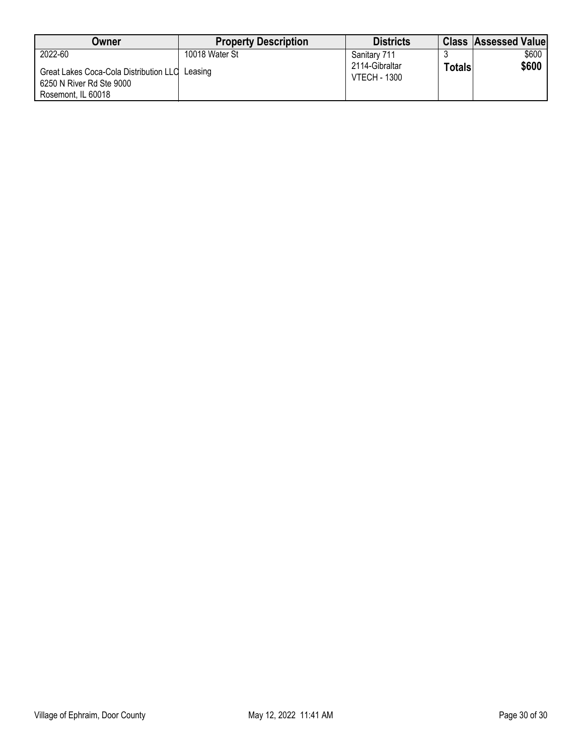| Owner | Property Description | Districts | Class | Assessed Value |
|---|---|---|---|---|
| 2022-60<br>Great Lakes Coca-Cola Distribution LLC<br>6250 N River Rd Ste 9000<br>Rosemont, IL 60018 | 10018 Water St<br>Leasing | Sanitary 711<br>2114-Gibraltar<br>VTECH - 1300 | 3<br>**Totals** | \$600<br>**\$600** |